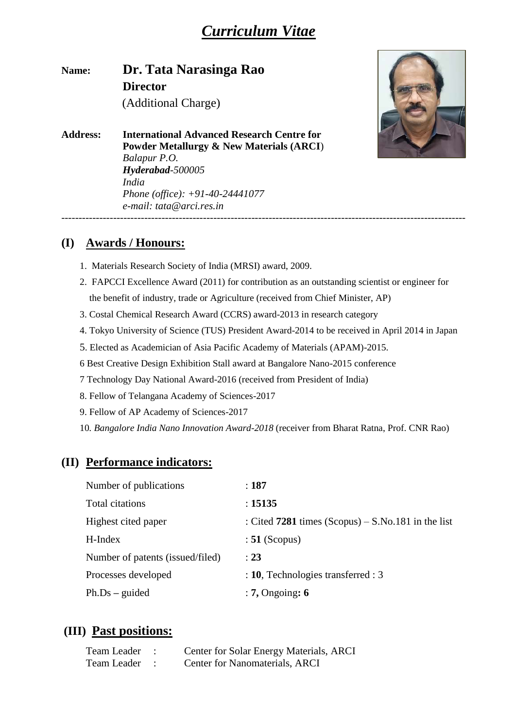# *Curriculum Vitae*

**Name:** **Dr. Tata Narasinga Rao**
**Director**
(Additional Charge)

**Address:** **International Advanced Research Centre for Powder Metallurgy & New Materials (ARCI)**
*Balapur P.O.*
***Hyderabad**-500005*
*India*
*Phone (office): +91-40-24441077*
*e-mail: tata@arci.res.in*

---

## (I) Awards / Honours:

1. Materials Research Society of India (MRSI) award, 2009.
2. FAPCCI Excellence Award (2011) for contribution as an outstanding scientist or engineer for the benefit of industry, trade or Agriculture (received from Chief Minister, AP)
3. Costal Chemical Research Award (CCRS) award-2013 in research category
4. Tokyo University of Science (TUS) President Award-2014 to be received in April 2014 in Japan
5. Elected as Academician of Asia Pacific Academy of Materials (APAM)-2015.
6 Best Creative Design Exhibition Stall award at Bangalore Nano-2015 conference
7 Technology Day National Award-2016 (received from President of India)
8. Fellow of Telangana Academy of Sciences-2017
9. Fellow of AP Academy of Sciences-2017
10. *Bangalore India Nano Innovation Award-2018* (receiver from Bharat Ratna, Prof. CNR Rao)

## (II) Performance indicators:

| | |
|---|---|
| Number of publications | : **187** |
| Total citations | : **15135** |
| Highest cited paper | : Cited **7281** times (Scopus) – S.No.181 in the list |
| H-Index | : **51** (Scopus) |
| Number of patents (issued/filed) | : **23** |
| Processes developed | : **10**, Technologies transferred : 3 |
| Ph.Ds – guided | : **7,** Ongoing**: 6** |

## (III) Past positions:

Team Leader : Center for Solar Energy Materials, ARCI
Team Leader : Center for Nanomaterials, ARCI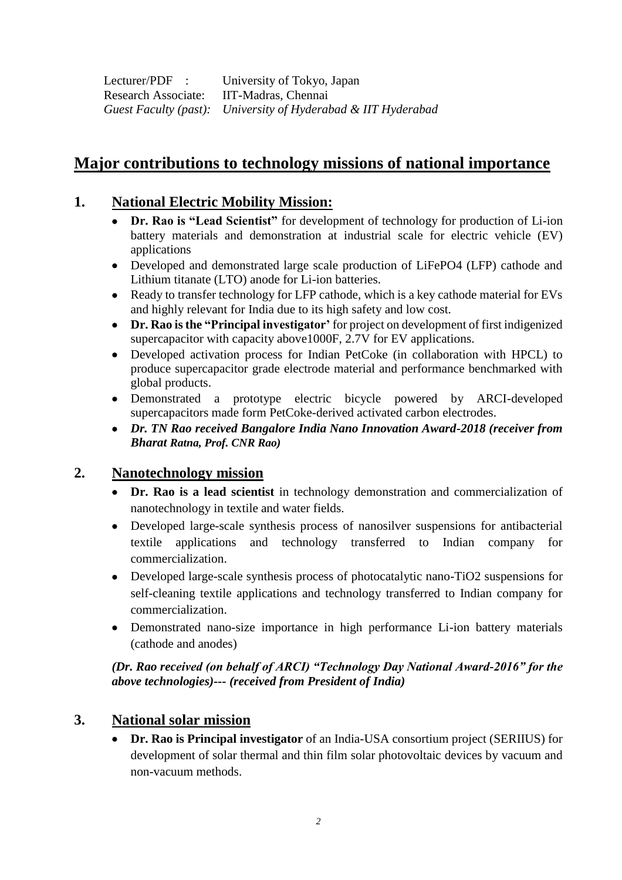Lecturer/PDF : University of Tokyo, Japan
Research Associate: IIT-Madras, Chennai
*Guest Faculty (past): University of Hyderabad & IIT Hyderabad*

## Major contributions to technology missions of national importance

### 1. National Electric Mobility Mission:

- **Dr. Rao is "Lead Scientist"** for development of technology for production of Li-ion battery materials and demonstration at industrial scale for electric vehicle (EV) applications
- Developed and demonstrated large scale production of $LiFePO_4$ (LFP) cathode and Lithium titanate (LTO) anode for Li-ion batteries.
- Ready to transfer technology for LFP cathode, which is a key cathode material for EVs and highly relevant for India due to its high safety and low cost.
- **Dr. Rao is the "Principal investigator'** for project on development of first indigenized supercapacitor with capacity above1000F, 2.7V for EV applications.
- Developed activation process for Indian PetCoke (in collaboration with HPCL) to produce supercapacitor grade electrode material and performance benchmarked with global products.
- Demonstrated a prototype electric bicycle powered by ARCI-developed supercapacitors made form PetCoke-derived activated carbon electrodes.
- ***Dr. TN Rao received Bangalore India Nano Innovation Award-2018 (receiver from Bharat Ratna, Prof. CNR Rao)***

### 2. Nanotechnology mission

- **Dr. Rao is a lead scientist** in technology demonstration and commercialization of nanotechnology in textile and water fields.
- Developed large-scale synthesis process of nanosilver suspensions for antibacterial textile applications and technology transferred to Indian company for commercialization.
- Developed large-scale synthesis process of photocatalytic nano-$TiO_2$ suspensions for self-cleaning textile applications and technology transferred to Indian company for commercialization.
- Demonstrated nano-size importance in high performance Li-ion battery materials (cathode and anodes)

***(Dr. Rao received (on behalf of ARCI) "Technology Day National Award-2016" for the above technologies)--- (received from President of India)***

### 3. National solar mission

- **Dr. Rao is Principal investigator** of an India-USA consortium project (SERIIUS) for development of solar thermal and thin film solar photovoltaic devices by vacuum and non-vacuum methods.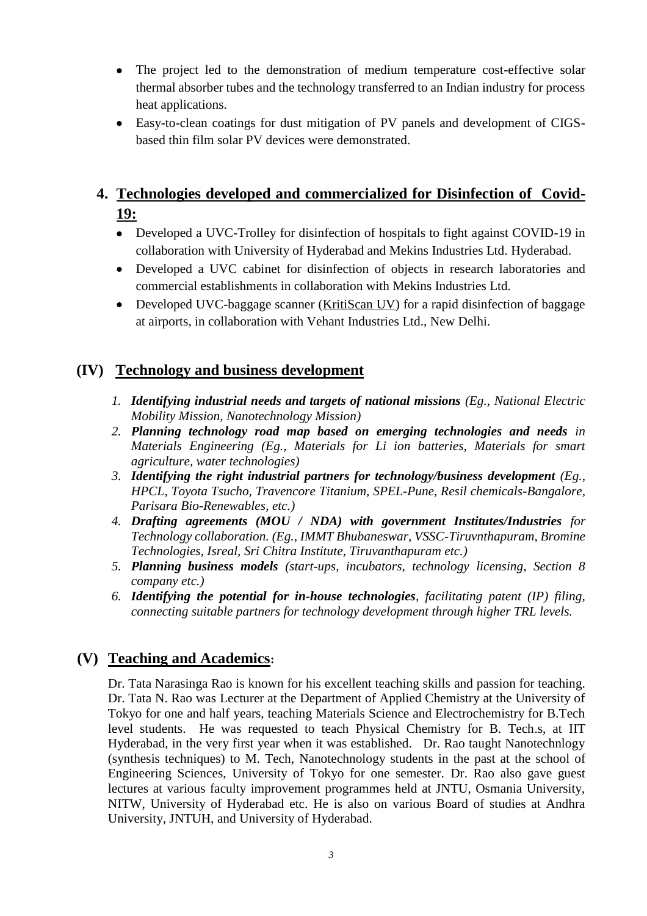- The project led to the demonstration of medium temperature cost-effective solar thermal absorber tubes and the technology transferred to an Indian industry for process heat applications.
- Easy-to-clean coatings for dust mitigation of PV panels and development of CIGS-based thin film solar PV devices were demonstrated.

## 4. Technologies developed and commercialized for Disinfection of Covid-19:

- Developed a UVC-Trolley for disinfection of hospitals to fight against COVID-19 in collaboration with University of Hyderabad and Mekins Industries Ltd. Hyderabad.
- Developed a UVC cabinet for disinfection of objects in research laboratories and commercial establishments in collaboration with Mekins Industries Ltd.
- Developed UVC-baggage scanner (KritiScan UV) for a rapid disinfection of baggage at airports, in collaboration with Vehant Industries Ltd., New Delhi.

## (IV) Technology and business development

1. ***Identifying industrial needs and targets of national missions*** *(Eg., National Electric Mobility Mission, Nanotechnology Mission)*
2. ***Planning technology road map based on emerging technologies and needs*** *in Materials Engineering (Eg., Materials for Li ion batteries, Materials for smart agriculture, water technologies)*
3. ***Identifying the right industrial partners for technology/business development*** *(Eg., HPCL, Toyota Tsucho, Travencore Titanium, SPEL-Pune, Resil chemicals-Bangalore, Parisara Bio-Renewables, etc.)*
4. ***Drafting agreements (MOU / NDA) with government Institutes/Industries*** *for Technology collaboration. (Eg., IMMT Bhubaneswar, VSSC-Tiruvnthapuram, Bromine Technologies, Isreal, Sri Chitra Institute, Tiruvanthapuram etc.)*
5. ***Planning business models*** *(start-ups, incubators, technology licensing, Section 8 company etc.)*
6. ***Identifying the potential for in-house technologies****, facilitating patent (IP) filing, connecting suitable partners for technology development through higher TRL levels.*

## (V) Teaching and Academics:

Dr. Tata Narasinga Rao is known for his excellent teaching skills and passion for teaching. Dr. Tata N. Rao was Lecturer at the Department of Applied Chemistry at the University of Tokyo for one and half years, teaching Materials Science and Electrochemistry for B.Tech level students. He was requested to teach Physical Chemistry for B. Tech.s, at IIT Hyderabad, in the very first year when it was established. Dr. Rao taught Nanotechnlogy (synthesis techniques) to M. Tech, Nanotechnology students in the past at the school of Engineering Sciences, University of Tokyo for one semester. Dr. Rao also gave guest lectures at various faculty improvement programmes held at JNTU, Osmania University, NITW, University of Hyderabad etc. He is also on various Board of studies at Andhra University, JNTUH, and University of Hyderabad.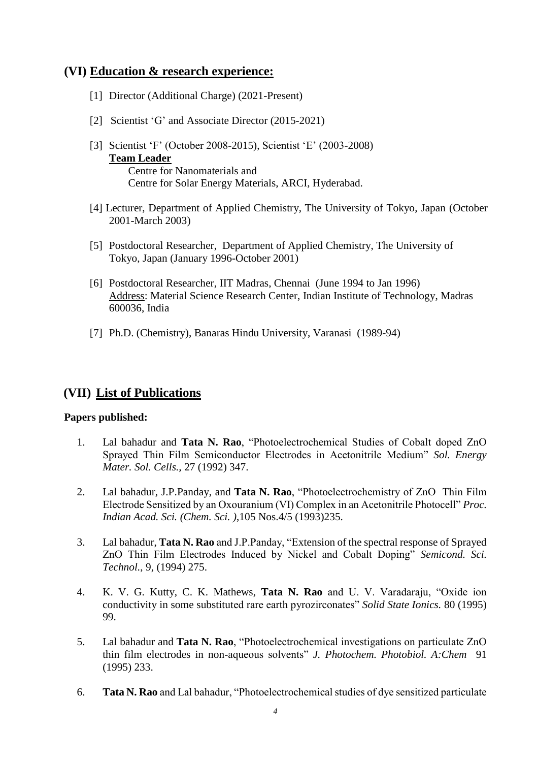## (VI) <u>Education & research experience:</u>

[1] Director (Additional Charge) (2021-Present)

[2] Scientist 'G' and Associate Director (2015-2021)

[3] Scientist 'F' (October 2008-2015), Scientist 'E' (2003-2008)
**<u>Team Leader</u>**
Centre for Nanomaterials and
Centre for Solar Energy Materials, ARCI, Hyderabad.

[4] Lecturer, Department of Applied Chemistry, The University of Tokyo, Japan (October 2001-March 2003)

[5] Postdoctoral Researcher, Department of Applied Chemistry, The University of Tokyo, Japan (January 1996-October 2001)

[6] Postdoctoral Researcher, IIT Madras, Chennai (June 1994 to Jan 1996)
<u>Address</u>: Material Science Research Center, Indian Institute of Technology, Madras 600036, India

[7] Ph.D. (Chemistry), Banaras Hindu University, Varanasi (1989-94)

## (VII) <u>List of Publications</u>

**Papers published:**

1. Lal bahadur and **Tata N. Rao**, "Photoelectrochemical Studies of Cobalt doped ZnO Sprayed Thin Film Semiconductor Electrodes in Acetonitrile Medium" *Sol. Energy Mater. Sol. Cells.*, 27 (1992) 347.

2. Lal bahadur, J.P.Panday, and **Tata N. Rao**, "Photoelectrochemistry of ZnO Thin Film Electrode Sensitized by an Oxouranium (VI) Complex in an Acetonitrile Photocell" *Proc. Indian Acad. Sci. (Chem. Sci. )*,105 Nos.4/5 (1993)235.

3. Lal bahadur, **Tata N. Rao** and J.P.Panday, "Extension of the spectral response of Sprayed ZnO Thin Film Electrodes Induced by Nickel and Cobalt Doping" *Semicond. Sci. Technol.*, 9, (1994) 275.

4. K. V. G. Kutty, C. K. Mathews, **Tata N. Rao** and U. V. Varadaraju, "Oxide ion conductivity in some substituted rare earth pyrozirconates" *Solid State Ionics.* 80 (1995) 99.

5. Lal bahadur and **Tata N. Rao**, "Photoelectrochemical investigations on particulate ZnO thin film electrodes in non-aqueous solvents" *J. Photochem. Photobiol. A:Chem* 91 (1995) 233.

6. **Tata N. Rao** and Lal bahadur, "Photoelectrochemical studies of dye sensitized particulate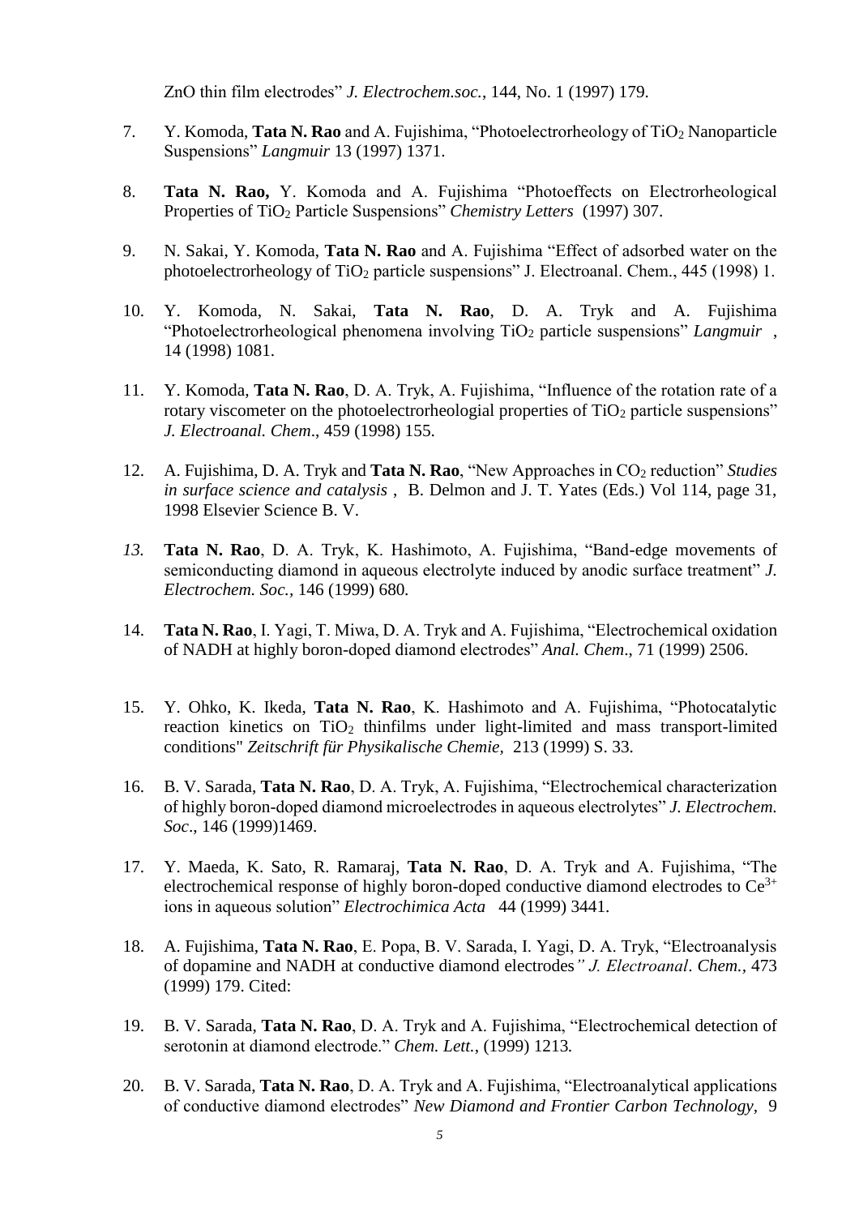ZnO thin film electrodes" *J. Electrochem.soc.*, 144, No. 1 (1997) 179.

7. Y. Komoda, **Tata N. Rao** and A. Fujishima, "Photoelectrorheology of $TiO_2$ Nanoparticle Suspensions" *Langmuir* 13 (1997) 1371.

8. **Tata N. Rao,** Y. Komoda and A. Fujishima "Photoeffects on Electrorheological Properties of $TiO_2$ Particle Suspensions" *Chemistry Letters* (1997) 307.

9. N. Sakai, Y. Komoda, **Tata N. Rao** and A. Fujishima "Effect of adsorbed water on the photoelectrorheology of $TiO_2$ particle suspensions" J. Electroanal. Chem., 445 (1998) 1.

10. Y. Komoda, N. Sakai, **Tata N. Rao**, D. A. Tryk and A. Fujishima "Photoelectrorheological phenomena involving $TiO_2$ particle suspensions" *Langmuir* , 14 (1998) 1081.

11. Y. Komoda, **Tata N. Rao**, D. A. Tryk, A. Fujishima, "Influence of the rotation rate of a rotary viscometer on the photoelectrorheologial properties of $TiO_2$ particle suspensions" *J. Electroanal. Chem*., 459 (1998) 155.

12. A. Fujishima, D. A. Tryk and **Tata N. Rao**, "New Approaches in $CO_2$ reduction" *Studies in surface science and catalysis* , B. Delmon and J. T. Yates (Eds.) Vol 114, page 31, 1998 Elsevier Science B. V.

13. **Tata N. Rao**, D. A. Tryk, K. Hashimoto, A. Fujishima, "Band-edge movements of semiconducting diamond in aqueous electrolyte induced by anodic surface treatment" *J. Electrochem. Soc.,* 146 (1999) 680.

14. **Tata N. Rao**, I. Yagi, T. Miwa, D. A. Tryk and A. Fujishima, "Electrochemical oxidation of NADH at highly boron-doped diamond electrodes" *Anal. Chem*., 71 (1999) 2506.

15. Y. Ohko, K. Ikeda, **Tata N. Rao**, K. Hashimoto and A. Fujishima, "Photocatalytic reaction kinetics on $TiO_2$ thinfilms under light-limited and mass transport-limited conditions" *Zeitschrift für Physikalische Chemie,* 213 (1999) S. 33.

16. B. V. Sarada, **Tata N. Rao**, D. A. Tryk, A. Fujishima, "Electrochemical characterization of highly boron-doped diamond microelectrodes in aqueous electrolytes" *J. Electrochem. Soc*., 146 (1999)1469.

17. Y. Maeda, K. Sato, R. Ramaraj, **Tata N. Rao**, D. A. Tryk and A. Fujishima, "The electrochemical response of highly boron-doped conductive diamond electrodes to $Ce^{3+}$ ions in aqueous solution" *Electrochimica Acta* 44 (1999) 3441.

18. A. Fujishima, **Tata N. Rao**, E. Popa, B. V. Sarada, I. Yagi, D. A. Tryk, "Electroanalysis of dopamine and NADH at conductive diamond electrodes*" J. Electroanal*. *Chem.,* 473 (1999) 179. Cited:

19. B. V. Sarada, **Tata N. Rao**, D. A. Tryk and A. Fujishima, "Electrochemical detection of serotonin at diamond electrode." *Chem. Lett.,* (1999) 1213*.*

20. B. V. Sarada, **Tata N. Rao**, D. A. Tryk and A. Fujishima, "Electroanalytical applications of conductive diamond electrodes" *New Diamond and Frontier Carbon Technology,* 9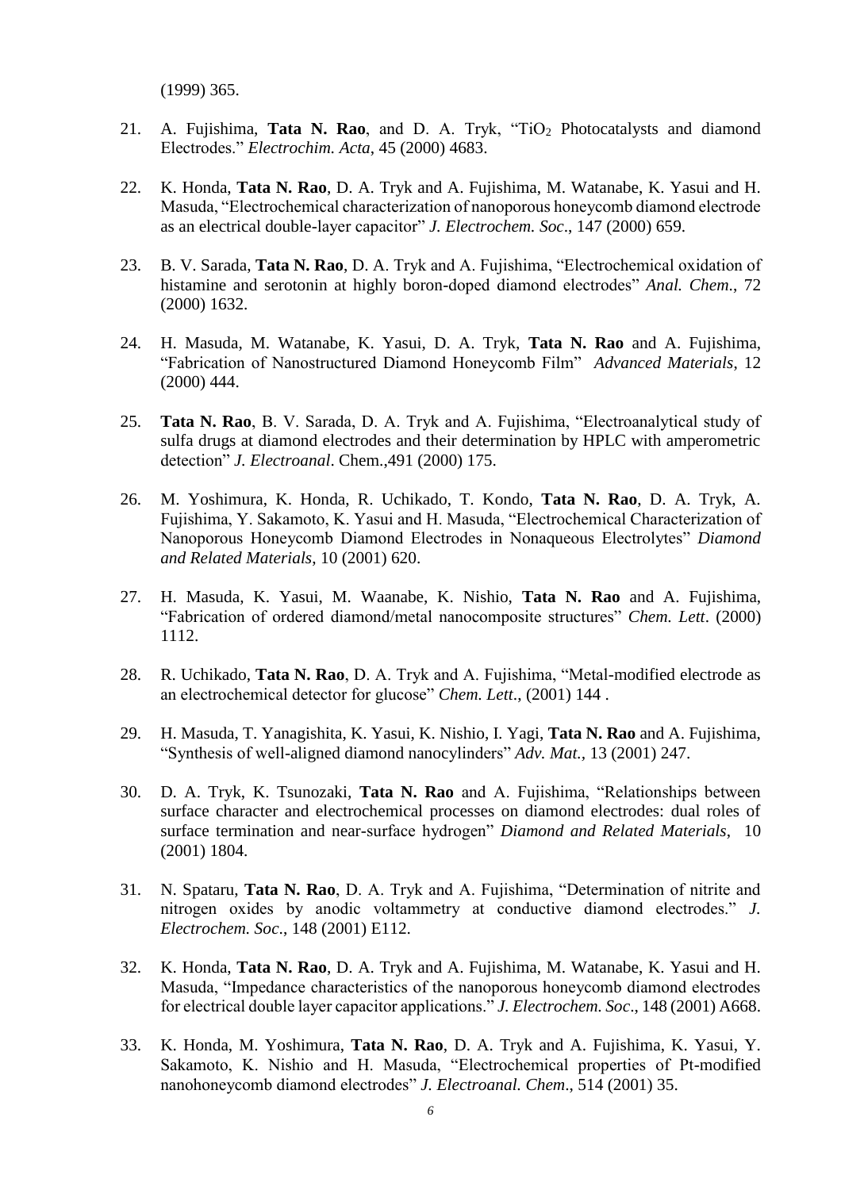(1999) 365.

21. A. Fujishima, **Tata N. Rao**, and D. A. Tryk, "$TiO_2$ Photocatalysts and diamond Electrodes." *Electrochim. Acta*, 45 (2000) 4683.

22. K. Honda, **Tata N. Rao**, D. A. Tryk and A. Fujishima, M. Watanabe, K. Yasui and H. Masuda, "Electrochemical characterization of nanoporous honeycomb diamond electrode as an electrical double-layer capacitor" *J. Electrochem. Soc*., 147 (2000) 659.

23. B. V. Sarada, **Tata N. Rao**, D. A. Tryk and A. Fujishima, "Electrochemical oxidation of histamine and serotonin at highly boron-doped diamond electrodes" *Anal. Chem*., 72 (2000) 1632.

24. H. Masuda, M. Watanabe, K. Yasui, D. A. Tryk, **Tata N. Rao** and A. Fujishima, "Fabrication of Nanostructured Diamond Honeycomb Film" *Advanced Materials*, 12 (2000) 444.

25. **Tata N. Rao**, B. V. Sarada, D. A. Tryk and A. Fujishima, "Electroanalytical study of sulfa drugs at diamond electrodes and their determination by HPLC with amperometric detection" *J. Electroanal*. Chem.,491 (2000) 175.

26. M. Yoshimura, K. Honda, R. Uchikado, T. Kondo, **Tata N. Rao**, D. A. Tryk, A. Fujishima, Y. Sakamoto, K. Yasui and H. Masuda, "Electrochemical Characterization of Nanoporous Honeycomb Diamond Electrodes in Nonaqueous Electrolytes" *Diamond and Related Materials*, 10 (2001) 620.

27. H. Masuda, K. Yasui, M. Waanabe, K. Nishio, **Tata N. Rao** and A. Fujishima, "Fabrication of ordered diamond/metal nanocomposite structures" *Chem. Lett*. (2000) 1112.

28. R. Uchikado, **Tata N. Rao**, D. A. Tryk and A. Fujishima, "Metal-modified electrode as an electrochemical detector for glucose" *Chem. Lett*., (2001) 144 .

29. H. Masuda, T. Yanagishita, K. Yasui, K. Nishio, I. Yagi, **Tata N. Rao** and A. Fujishima, "Synthesis of well-aligned diamond nanocylinders" *Adv. Mat.,* 13 (2001) 247.

30. D. A. Tryk, K. Tsunozaki, **Tata N. Rao** and A. Fujishima, "Relationships between surface character and electrochemical processes on diamond electrodes: dual roles of surface termination and near-surface hydrogen" *Diamond and Related Materials*, 10 (2001) 1804.

31. N. Spataru, **Tata N. Rao**, D. A. Tryk and A. Fujishima, "Determination of nitrite and nitrogen oxides by anodic voltammetry at conductive diamond electrodes." *J. Electrochem. Soc*., 148 (2001) E112.

32. K. Honda, **Tata N. Rao**, D. A. Tryk and A. Fujishima, M. Watanabe, K. Yasui and H. Masuda, "Impedance characteristics of the nanoporous honeycomb diamond electrodes for electrical double layer capacitor applications." *J. Electrochem. Soc*., 148 (2001) A668.

33. K. Honda, M. Yoshimura, **Tata N. Rao**, D. A. Tryk and A. Fujishima, K. Yasui, Y. Sakamoto, K. Nishio and H. Masuda, "Electrochemical properties of Pt-modified nanohoneycomb diamond electrodes" *J. Electroanal. Chem*., 514 (2001) 35.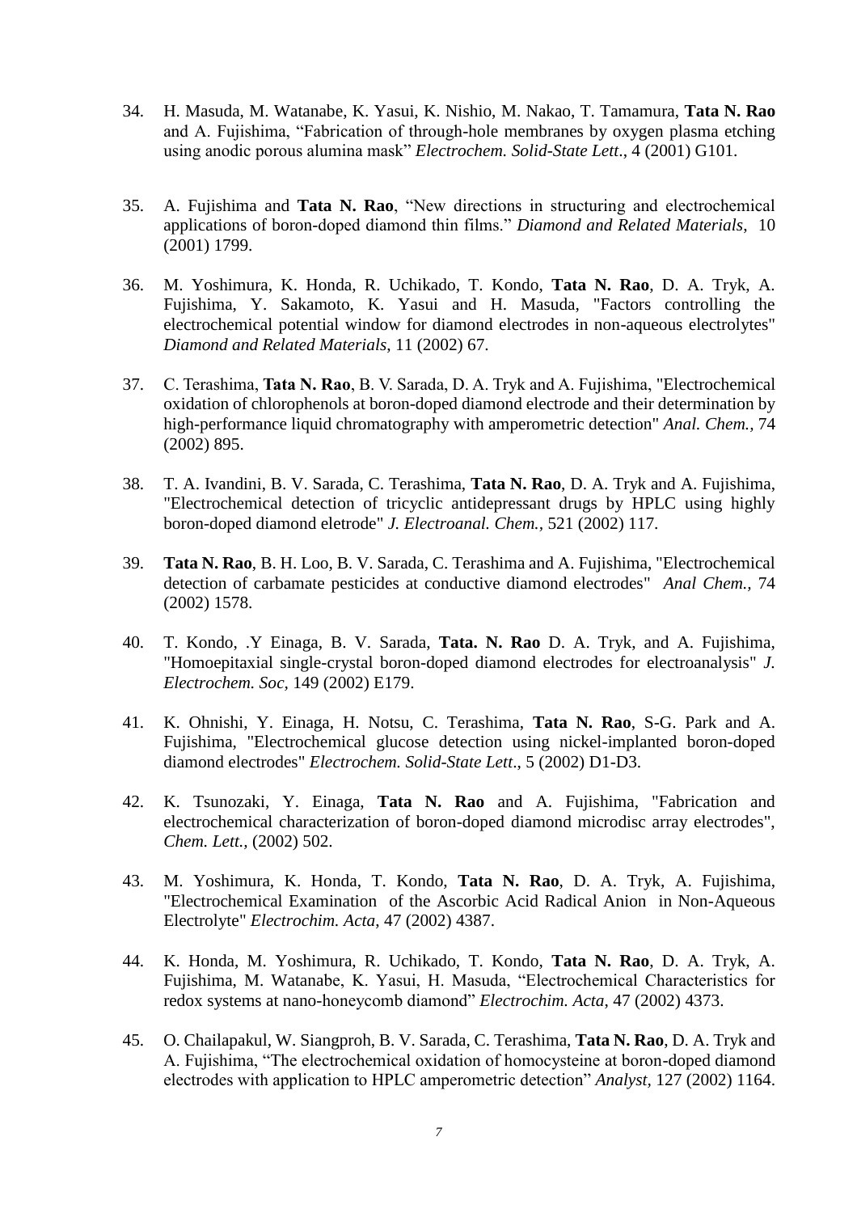34. H. Masuda, M. Watanabe, K. Yasui, K. Nishio, M. Nakao, T. Tamamura, **Tata N. Rao** and A. Fujishima, “Fabrication of through-hole membranes by oxygen plasma etching using anodic porous alumina mask” *Electrochem. Solid-State Lett*., 4 (2001) G101.

35. A. Fujishima and **Tata N. Rao**, “New directions in structuring and electrochemical applications of boron-doped diamond thin films.” *Diamond and Related Materials*, 10 (2001) 1799.

36. M. Yoshimura, K. Honda, R. Uchikado, T. Kondo, **Tata N. Rao**, D. A. Tryk, A. Fujishima, Y. Sakamoto, K. Yasui and H. Masuda, "Factors controlling the electrochemical potential window for diamond electrodes in non-aqueous electrolytes" *Diamond and Related Materials,* 11 (2002) 67.

37. C. Terashima, **Tata N. Rao**, B. V. Sarada, D. A. Tryk and A. Fujishima, "Electrochemical oxidation of chlorophenols at boron-doped diamond electrode and their determination by high-performance liquid chromatography with amperometric detection" *Anal. Chem.,* 74 (2002) 895.

38. T. A. Ivandini, B. V. Sarada, C. Terashima, **Tata N. Rao**, D. A. Tryk and A. Fujishima, "Electrochemical detection of tricyclic antidepressant drugs by HPLC using highly boron-doped diamond eletrode" *J. Electroanal. Chem.,* 521 (2002) 117.

39. **Tata N. Rao**, B. H. Loo, B. V. Sarada, C. Terashima and A. Fujishima, "Electrochemical detection of carbamate pesticides at conductive diamond electrodes" *Anal Chem.,* 74 (2002) 1578.

40. T. Kondo, .Y Einaga, B. V. Sarada, **Tata. N. Rao** D. A. Tryk, and A. Fujishima, "Homoepitaxial single-crystal boron-doped diamond electrodes for electroanalysis" *J. Electrochem. Soc,* 149 (2002) E179.

41. K. Ohnishi, Y. Einaga, H. Notsu, C. Terashima, **Tata N. Rao**, S-G. Park and A. Fujishima, "Electrochemical glucose detection using nickel-implanted boron-doped diamond electrodes" *Electrochem. Solid-State Lett*., 5 (2002) D1-D3.

42. K. Tsunozaki, Y. Einaga, **Tata N. Rao** and A. Fujishima, "Fabrication and electrochemical characterization of boron-doped diamond microdisc array electrodes", *Chem. Lett.,* (2002) 502.

43. M. Yoshimura, K. Honda, T. Kondo, **Tata N. Rao**, D. A. Tryk, A. Fujishima, "Electrochemical Examination of the Ascorbic Acid Radical Anion in Non-Aqueous Electrolyte" *Electrochim. Acta*, 47 (2002) 4387.

44. K. Honda, M. Yoshimura, R. Uchikado, T. Kondo, **Tata N. Rao**, D. A. Tryk, A. Fujishima, M. Watanabe, K. Yasui, H. Masuda, “Electrochemical Characteristics for redox systems at nano-honeycomb diamond” *Electrochim. Acta*, 47 (2002) 4373.

45. O. Chailapakul, W. Siangproh, B. V. Sarada, C. Terashima, **Tata N. Rao**, D. A. Tryk and A. Fujishima, “The electrochemical oxidation of homocysteine at boron-doped diamond electrodes with application to HPLC amperometric detection” *Analyst,* 127 (2002) 1164.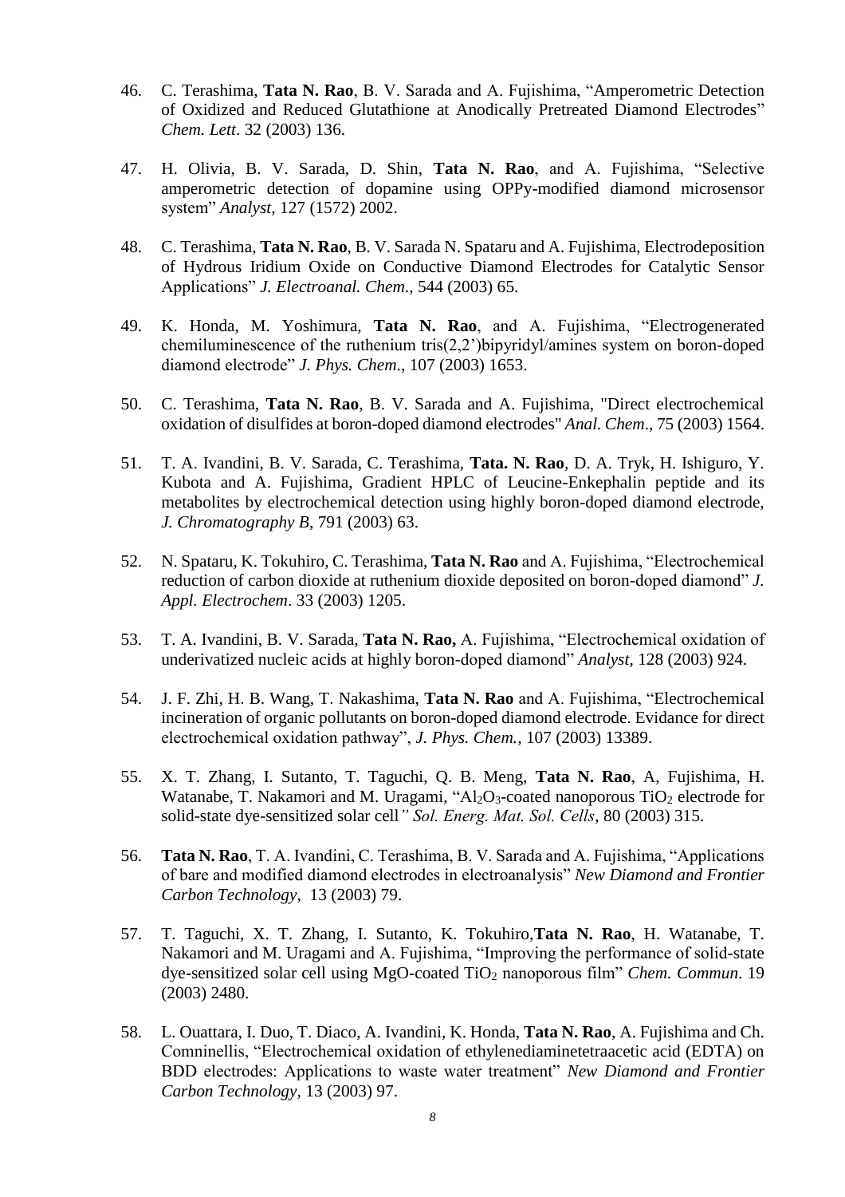46. C. Terashima, **Tata N. Rao**, B. V. Sarada and A. Fujishima, “Amperometric Detection of Oxidized and Reduced Glutathione at Anodically Pretreated Diamond Electrodes” *Chem. Lett*. 32 (2003) 136.

47. H. Olivia, B. V. Sarada, D. Shin, **Tata N. Rao**, and A. Fujishima, “Selective amperometric detection of dopamine using OPPy-modified diamond microsensor system” *Analyst*, 127 (1572) 2002.

48. C. Terashima, **Tata N. Rao**, B. V. Sarada N. Spataru and A. Fujishima, Electrodeposition of Hydrous Iridium Oxide on Conductive Diamond Electrodes for Catalytic Sensor Applications” *J. Electroanal. Chem*., 544 (2003) 65.

49. K. Honda, M. Yoshimura, **Tata N. Rao**, and A. Fujishima, “Electrogenerated chemiluminescence of the ruthenium tris(2,2’)bipyridyl/amines system on boron-doped diamond electrode” *J. Phys. Chem*., 107 (2003) 1653.

50. C. Terashima, **Tata N. Rao**, B. V. Sarada and A. Fujishima, "Direct electrochemical oxidation of disulfides at boron-doped diamond electrodes" *Anal. Chem*., 75 (2003) 1564.

51. T. A. Ivandini, B. V. Sarada, C. Terashima, **Tata. N. Rao**, D. A. Tryk, H. Ishiguro, Y. Kubota and A. Fujishima, Gradient HPLC of Leucine-Enkephalin peptide and its metabolites by electrochemical detection using highly boron-doped diamond electrode, *J. Chromatography B*, 791 (2003) 63.

52. N. Spataru, K. Tokuhiro, C. Terashima, **Tata N. Rao** and A. Fujishima, “Electrochemical reduction of carbon dioxide at ruthenium dioxide deposited on boron-doped diamond” *J. Appl. Electrochem*. 33 (2003) 1205.

53. T. A. Ivandini, B. V. Sarada, **Tata N. Rao,** A. Fujishima, “Electrochemical oxidation of underivatized nucleic acids at highly boron-doped diamond” *Analyst*, 128 (2003) 924.

54. J. F. Zhi, H. B. Wang, T. Nakashima, **Tata N. Rao** and A. Fujishima, “Electrochemical incineration of organic pollutants on boron-doped diamond electrode. Evidance for direct electrochemical oxidation pathway”, *J. Phys. Chem.,* 107 (2003) 13389.

55. X. T. Zhang, I. Sutanto, T. Taguchi, Q. B. Meng, **Tata N. Rao**, A, Fujishima, H. Watanabe, T. Nakamori and M. Uragami, “$Al_2O_3$-coated nanoporous $TiO_2$ electrode for solid-state dye-sensitized solar cell*” Sol. Energ. Mat. Sol. Cells*, 80 (2003) 315.

56. **Tata N. Rao**, T. A. Ivandini, C. Terashima, B. V. Sarada and A. Fujishima, “Applications of bare and modified diamond electrodes in electroanalysis” *New Diamond and Frontier Carbon Technology,* 13 (2003) 79.

57. T. Taguchi, X. T. Zhang, I. Sutanto, K. Tokuhiro,**Tata N. Rao**, H. Watanabe, T. Nakamori and M. Uragami and A. Fujishima, “Improving the performance of solid-state dye-sensitized solar cell using MgO-coated $TiO_2$ nanoporous film” *Chem. Commun*. 19 (2003) 2480.

58. L. Ouattara, I. Duo, T. Diaco, A. Ivandini, K. Honda, **Tata N. Rao**, A. Fujishima and Ch. Comninellis, “Electrochemical oxidation of ethylenediaminetetraacetic acid (EDTA) on BDD electrodes: Applications to waste water treatment” *New Diamond and Frontier Carbon Technology*, 13 (2003) 97.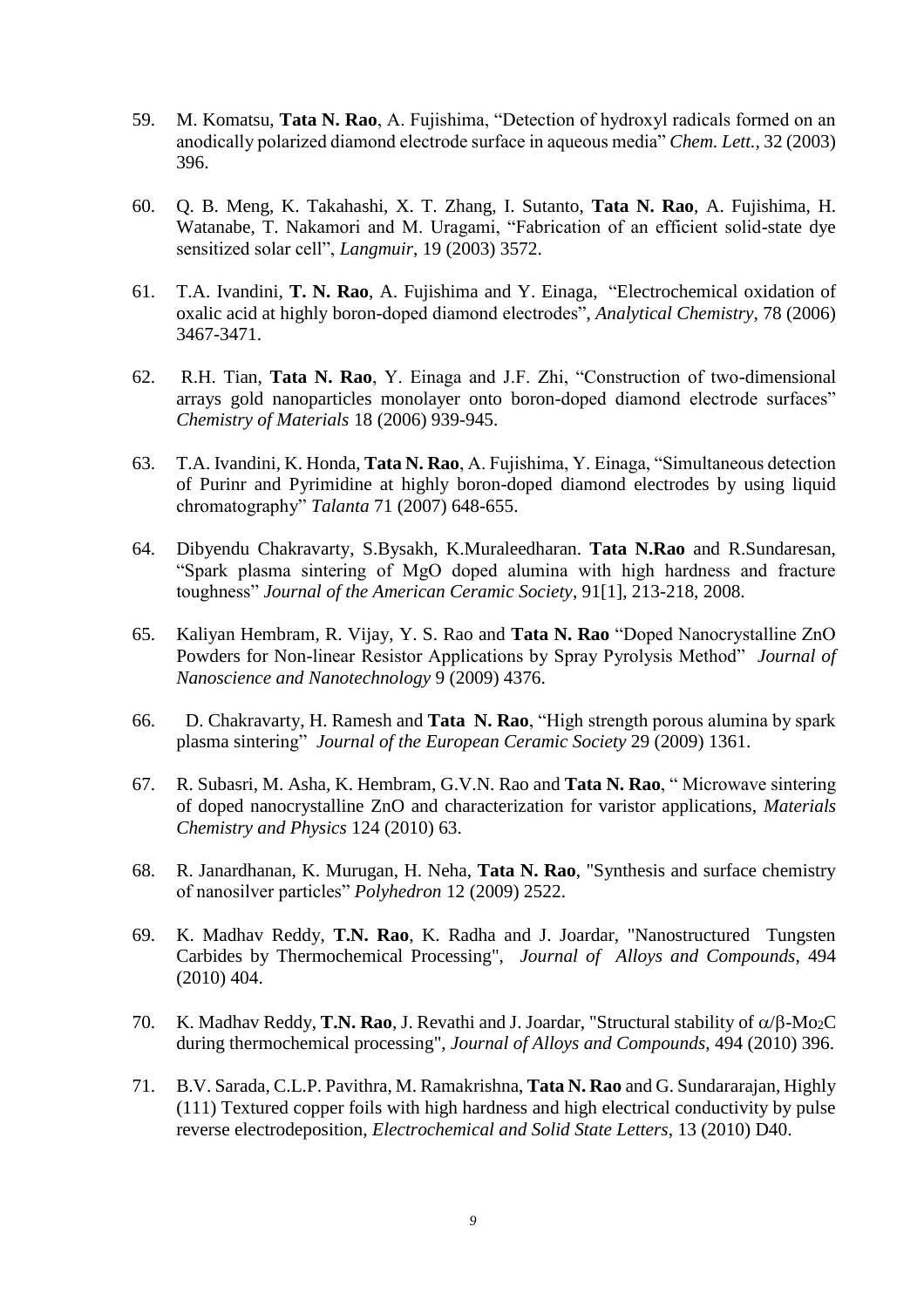59. M. Komatsu, **Tata N. Rao**, A. Fujishima, “Detection of hydroxyl radicals formed on an anodically polarized diamond electrode surface in aqueous media” *Chem. Lett.*, 32 (2003) 396.

60. Q. B. Meng, K. Takahashi, X. T. Zhang, I. Sutanto, **Tata N. Rao**, A. Fujishima, H. Watanabe, T. Nakamori and M. Uragami, “Fabrication of an efficient solid-state dye sensitized solar cell”, *Langmuir*, 19 (2003) 3572.

61. T.A. Ivandini, **T. N. Rao**, A. Fujishima and Y. Einaga, “Electrochemical oxidation of oxalic acid at highly boron-doped diamond electrodes”, *Analytical Chemistry*, 78 (2006) 3467-3471.

62. R.H. Tian, **Tata N. Rao**, Y. Einaga and J.F. Zhi, “Construction of two-dimensional arrays gold nanoparticles monolayer onto boron-doped diamond electrode surfaces” *Chemistry of Materials* 18 (2006) 939-945.

63. T.A. Ivandini, K. Honda, **Tata N. Rao**, A. Fujishima, Y. Einaga, “Simultaneous detection of Purinr and Pyrimidine at highly boron-doped diamond electrodes by using liquid chromatography” *Talanta* 71 (2007) 648-655.

64. Dibyendu Chakravarty, S.Bysakh, K.Muraleedharan. **Tata N.Rao** and R.Sundaresan, “Spark plasma sintering of MgO doped alumina with high hardness and fracture toughness” *Journal of the American Ceramic Society*, 91[1], 213-218, 2008.

65. Kaliyan Hembram, R. Vijay, Y. S. Rao and **Tata N. Rao** “Doped Nanocrystalline ZnO Powders for Non-linear Resistor Applications by Spray Pyrolysis Method” *Journal of Nanoscience and Nanotechnology* 9 (2009) 4376.

66. D. Chakravarty, H. Ramesh and **Tata N. Rao**, “High strength porous alumina by spark plasma sintering” *Journal of the European Ceramic Society* 29 (2009) 1361.

67. R. Subasri, M. Asha, K. Hembram, G.V.N. Rao and **Tata N. Rao**, “ Microwave sintering of doped nanocrystalline ZnO and characterization for varistor applications, *Materials Chemistry and Physics* 124 (2010) 63.

68. R. Janardhanan, K. Murugan, H. Neha, **Tata N. Rao**, "Synthesis and surface chemistry of nanosilver particles” *Polyhedron* 12 (2009) 2522.

69. K. Madhav Reddy, **T.N. Rao**, K. Radha and J. Joardar, "Nanostructured Tungsten Carbides by Thermochemical Processing", *Journal of Alloys and Compounds*, 494 (2010) 404.

70. K. Madhav Reddy, **T.N. Rao**, J. Revathi and J. Joardar, "Structural stability of $\alpha/\beta$-$Mo_2C$ during thermochemical processing", *Journal of Alloys and Compounds*, 494 (2010) 396.

71. B.V. Sarada, C.L.P. Pavithra, M. Ramakrishna, **Tata N. Rao** and G. Sundararajan, Highly (111) Textured copper foils with high hardness and high electrical conductivity by pulse reverse electrodeposition, *Electrochemical and Solid State Letters*, 13 (2010) D40.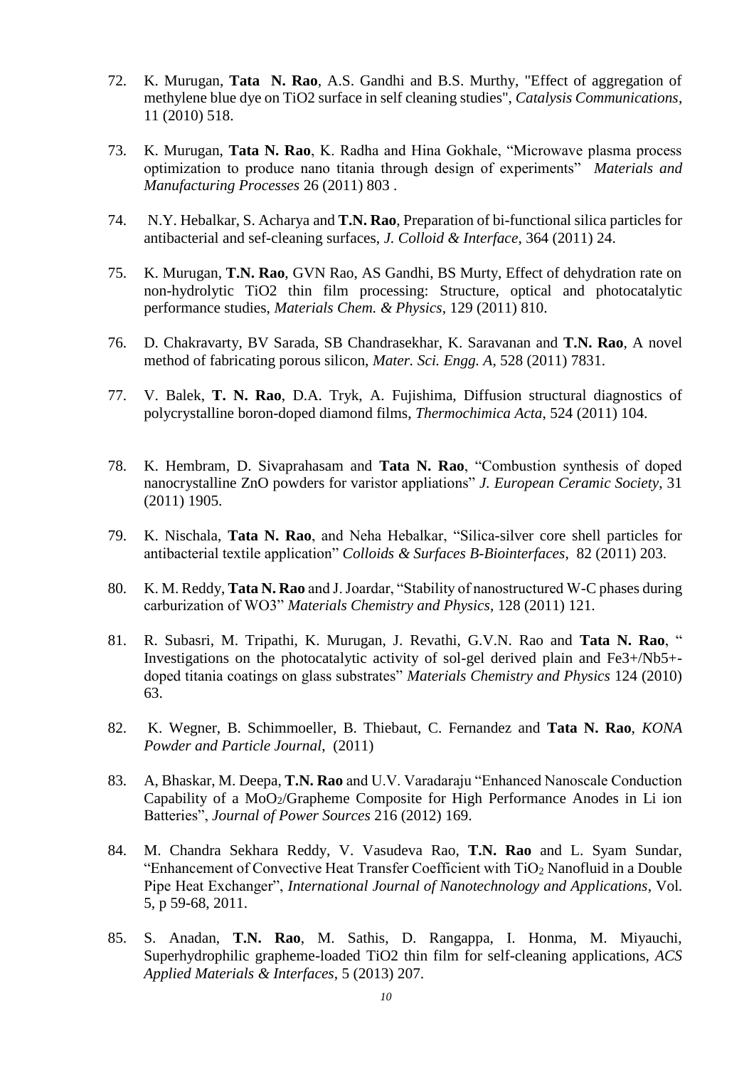72. K. Murugan, **Tata N. Rao**, A.S. Gandhi and B.S. Murthy, "Effect of aggregation of methylene blue dye on TiO2 surface in self cleaning studies", *Catalysis Communications*, 11 (2010) 518.

73. K. Murugan, **Tata N. Rao**, K. Radha and Hina Gokhale, "Microwave plasma process optimization to produce nano titania through design of experiments" *Materials and Manufacturing Processes* 26 (2011) 803 .

74. N.Y. Hebalkar, S. Acharya and **T.N. Rao**, Preparation of bi-functional silica particles for antibacterial and sef-cleaning surfaces, *J. Colloid & Interface*, 364 (2011) 24.

75. K. Murugan, **T.N. Rao**, GVN Rao, AS Gandhi, BS Murty, Effect of dehydration rate on non-hydrolytic TiO2 thin film processing: Structure, optical and photocatalytic performance studies, *Materials Chem. & Physics*, 129 (2011) 810.

76. D. Chakravarty, BV Sarada, SB Chandrasekhar, K. Saravanan and **T.N. Rao**, A novel method of fabricating porous silicon, *Mater. Sci. Engg. A*, 528 (2011) 7831.

77. V. Balek, **T. N. Rao**, D.A. Tryk, A. Fujishima, Diffusion structural diagnostics of polycrystalline boron-doped diamond films, *Thermochimica Acta*, 524 (2011) 104.

78. K. Hembram, D. Sivaprahasam and **Tata N. Rao**, "Combustion synthesis of doped nanocrystalline ZnO powders for varistor appliations" *J. European Ceramic Society*, 31 (2011) 1905.

79. K. Nischala, **Tata N. Rao**, and Neha Hebalkar, "Silica-silver core shell particles for antibacterial textile application" *Colloids & Surfaces B-Biointerfaces*, 82 (2011) 203.

80. K. M. Reddy, **Tata N. Rao** and J. Joardar, "Stability of nanostructured W-C phases during carburization of WO3" *Materials Chemistry and Physics*, 128 (2011) 121.

81. R. Subasri, M. Tripathi, K. Murugan, J. Revathi, G.V.N. Rao and **Tata N. Rao**, " Investigations on the photocatalytic activity of sol-gel derived plain and Fe3+/Nb5+-doped titania coatings on glass substrates" *Materials Chemistry and Physics* 124 (2010) 63.

82. K. Wegner, B. Schimmoeller, B. Thiebaut, C. Fernandez and **Tata N. Rao**, *KONA Powder and Particle Journal*, (2011)

83. A, Bhaskar, M. Deepa, **T.N. Rao** and U.V. Varadaraju "Enhanced Nanoscale Conduction Capability of a $MoO_2$/Grapheme Composite for High Performance Anodes in Li ion Batteries", *Journal of Power Sources* 216 (2012) 169.

84. M. Chandra Sekhara Reddy, V. Vasudeva Rao, **T.N. Rao** and L. Syam Sundar, "Enhancement of Convective Heat Transfer Coefficient with $TiO_2$ Nanofluid in a Double Pipe Heat Exchanger", *International Journal of Nanotechnology and Applications*, Vol. 5, p 59-68, 2011.

85. S. Anadan, **T.N. Rao**, M. Sathis, D. Rangappa, I. Honma, M. Miyauchi, Superhydrophilic grapheme-loaded TiO2 thin film for self-cleaning applications, *ACS Applied Materials & Interfaces*, 5 (2013) 207.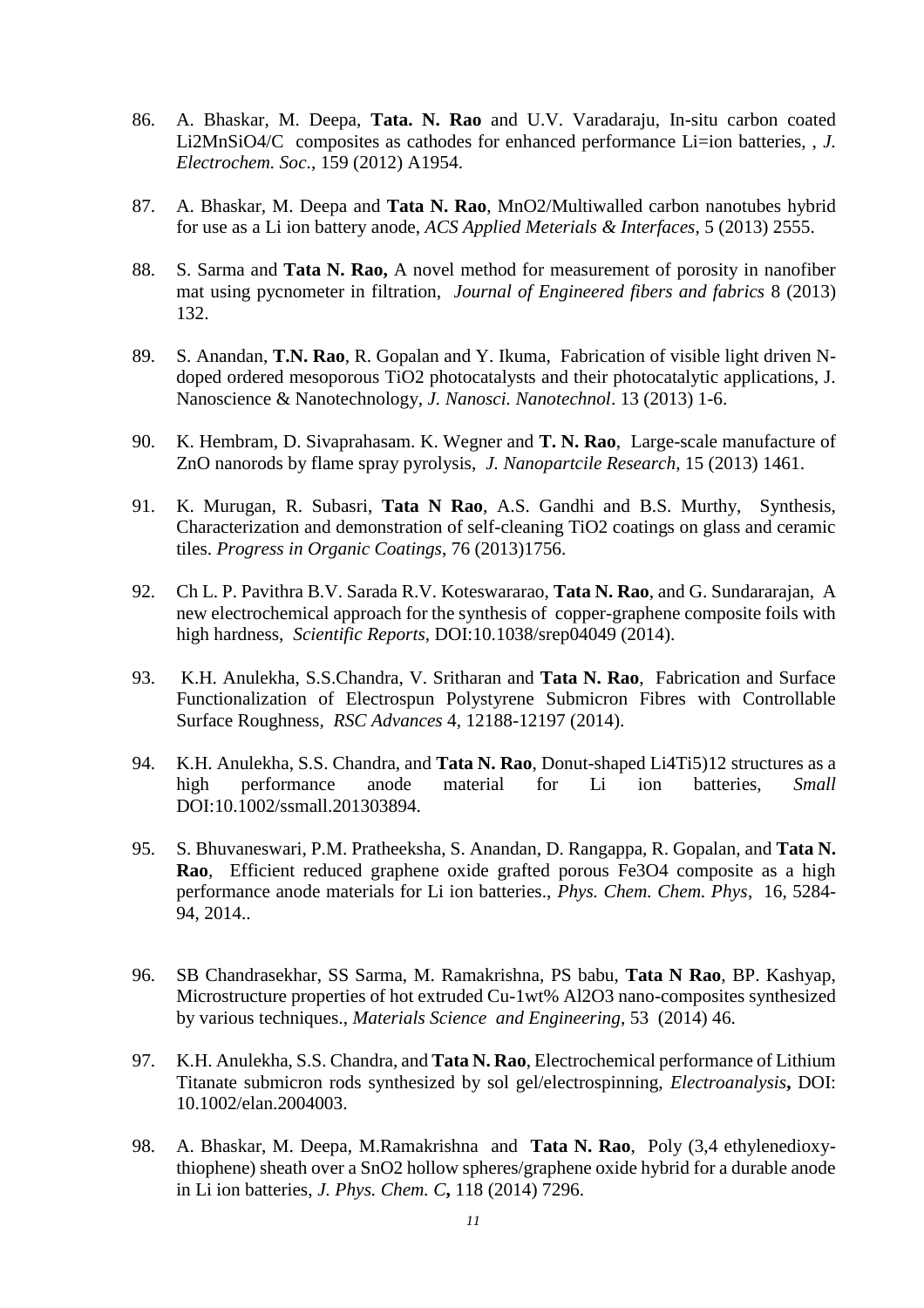86. A. Bhaskar, M. Deepa, **Tata. N. Rao** and U.V. Varadaraju, In-situ carbon coated $Li_2MnSiO_4$/C composites as cathodes for enhanced performance Li=ion batteries, , *J. Electrochem. Soc*., 159 (2012) A1954.

87. A. Bhaskar, M. Deepa and **Tata N. Rao**, $MnO_2$/Multiwalled carbon nanotubes hybrid for use as a Li ion battery anode, *ACS Applied Meterials & Interfaces*, 5 (2013) 2555.

88. S. Sarma and **Tata N. Rao,** A novel method for measurement of porosity in nanofiber mat using pycnometer in filtration, *Journal of Engineered fibers and fabrics* 8 (2013) 132.

89. S. Anandan, **T.N. Rao**, R. Gopalan and Y. Ikuma, Fabrication of visible light driven N-doped ordered mesoporous $TiO_2$ photocatalysts and their photocatalytic applications, J. Nanoscience & Nanotechnology, *J. Nanosci. Nanotechnol*. 13 (2013) 1-6.

90. K. Hembram, D. Sivaprahasam. K. Wegner and **T. N. Rao**, Large-scale manufacture of ZnO nanorods by flame spray pyrolysis, *J. Nanopartcile Research*, 15 (2013) 1461.

91. K. Murugan, R. Subasri, **Tata N Rao**, A.S. Gandhi and B.S. Murthy, Synthesis, Characterization and demonstration of self-cleaning $TiO_2$ coatings on glass and ceramic tiles. *Progress in Organic Coatings*, 76 (2013)1756.

92. Ch L. P. Pavithra B.V. Sarada R.V. Koteswararao, **Tata N. Rao**, and G. Sundararajan, A new electrochemical approach for the synthesis of copper-graphene composite foils with high hardness, *Scientific Reports*, DOI:10.1038/srep04049 (2014).

93. K.H. Anulekha, S.S.Chandra, V. Sritharan and **Tata N. Rao**, Fabrication and Surface Functionalization of Electrospun Polystyrene Submicron Fibres with Controllable Surface Roughness, *RSC Advances* 4, 12188-12197 (2014).

94. K.H. Anulekha, S.S. Chandra, and **Tata N. Rao**, Donut-shaped Li4Ti5)12 structures as a high performance anode material for Li ion batteries, *Small* DOI:10.1002/ssmall.201303894.

95. S. Bhuvaneswari, P.M. Pratheeksha, S. Anandan, D. Rangappa, R. Gopalan, and **Tata N. Rao**, Efficient reduced graphene oxide grafted porous $Fe_3O_4$ composite as a high performance anode materials for Li ion batteries., *Phys. Chem. Chem. Phys*, 16, 5284-94, 2014..

96. SB Chandrasekhar, SS Sarma, M. Ramakrishna, PS babu, **Tata N Rao**, BP. Kashyap, Microstructure properties of hot extruded Cu-1wt% $Al_2O_3$ nano-composites synthesized by various techniques., *Materials Science and Engineering*, 53 (2014) 46.

97. K.H. Anulekha, S.S. Chandra, and **Tata N. Rao**, Electrochemical performance of Lithium Titanate submicron rods synthesized by sol gel/electrospinning, *Electroanalysis***,** DOI: 10.1002/elan.2004003.

98. A. Bhaskar, M. Deepa, M.Ramakrishna and **Tata N. Rao**, Poly (3,4 ethylenedioxy-thiophene) sheath over a $SnO_2$ hollow spheres/graphene oxide hybrid for a durable anode in Li ion batteries, *J. Phys. Chem. C***,** 118 (2014) 7296.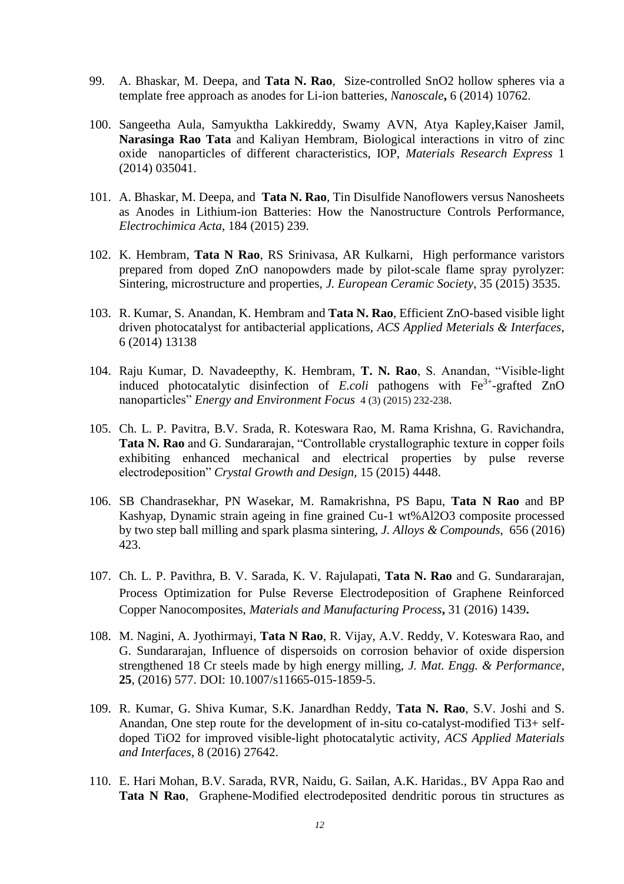99. A. Bhaskar, M. Deepa, and **Tata N. Rao**, Size-controlled SnO2 hollow spheres via a template free approach as anodes for Li-ion batteries, *Nanoscale***,** 6 (2014) 10762.

100. Sangeetha Aula, Samyuktha Lakkireddy, Swamy AVN, Atya Kapley,Kaiser Jamil, **Narasinga Rao Tata** and Kaliyan Hembram, Biological interactions in vitro of zinc oxide nanoparticles of different characteristics, IOP, *Materials Research Express* 1 (2014) 035041.

101. A. Bhaskar, M. Deepa, and **Tata N. Rao**, Tin Disulfide Nanoflowers versus Nanosheets as Anodes in Lithium-ion Batteries: How the Nanostructure Controls Performance, *Electrochimica Acta*, 184 (2015) 239.

102. K. Hembram, **Tata N Rao**, RS Srinivasa, AR Kulkarni, High performance varistors prepared from doped ZnO nanopowders made by pilot-scale flame spray pyrolyzer: Sintering, microstructure and properties, *J. European Ceramic Society*, 35 (2015) 3535.

103. R. Kumar, S. Anandan, K. Hembram and **Tata N. Rao**, Efficient ZnO-based visible light driven photocatalyst for antibacterial applications, *ACS Applied Meterials & Interfaces*, 6 (2014) 13138

104. Raju Kumar, D. Navadeepthy, K. Hembram, **T. N. Rao**, S. Anandan, "Visible-light induced photocatalytic disinfection of *E.coli* pathogens with $Fe^{3+}$-grafted ZnO nanoparticles" *Energy and Environment Focus* 4 (3) (2015) 232-238.

105. Ch. L. P. Pavitra, B.V. Srada, R. Koteswara Rao, M. Rama Krishna, G. Ravichandra, **Tata N. Rao** and G. Sundararajan, "Controllable crystallographic texture in copper foils exhibiting enhanced mechanical and electrical properties by pulse reverse electrodeposition" *Crystal Growth and Design*, 15 (2015) 4448.

106. SB Chandrasekhar, PN Wasekar, M. Ramakrishna, PS Bapu, **Tata N Rao** and BP Kashyap, Dynamic strain ageing in fine grained Cu-1 wt%Al2O3 composite processed by two step ball milling and spark plasma sintering, *J. Alloys & Compounds*, 656 (2016) 423.

107. Ch. L. P. Pavithra, B. V. Sarada, K. V. Rajulapati, **Tata N. Rao** and G. Sundararajan, Process Optimization for Pulse Reverse Electrodeposition of Graphene Reinforced Copper Nanocomposites, *Materials and Manufacturing Process***,** 31 (2016) 1439**.**

108. M. Nagini, A. Jyothirmayi, **Tata N Rao**, R. Vijay, A.V. Reddy, V. Koteswara Rao, and G. Sundararajan, Influence of dispersoids on corrosion behavior of oxide dispersion strengthened 18 Cr steels made by high energy milling, *J. Mat. Engg. & Performance*, **25**, (2016) 577. DOI: 10.1007/s11665-015-1859-5.

109. R. Kumar, G. Shiva Kumar, S.K. Janardhan Reddy, **Tata N. Rao**, S.V. Joshi and S. Anandan, One step route for the development of in-situ co-catalyst-modified Ti3+ self-doped TiO2 for improved visible-light photocatalytic activity, *ACS Applied Materials and Interfaces*, 8 (2016) 27642.

110. E. Hari Mohan, B.V. Sarada, RVR, Naidu, G. Sailan, A.K. Haridas., BV Appa Rao and **Tata N Rao**, Graphene-Modified electrodeposited dendritic porous tin structures as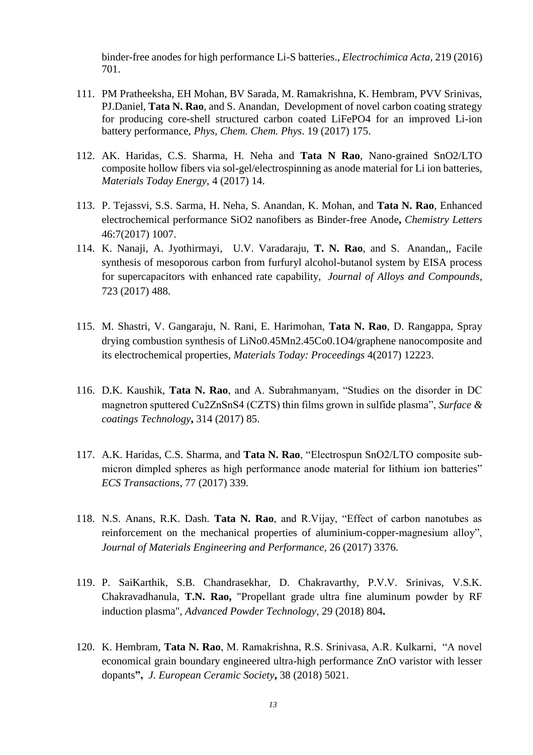binder-free anodes for high performance Li-S batteries., *Electrochimica Acta*, 219 (2016) 701.

111. PM Pratheeksha, EH Mohan, BV Sarada, M. Ramakrishna, K. Hembram, PVV Srinivas, PJ.Daniel, **Tata N. Rao**, and S. Anandan, Development of novel carbon coating strategy for producing core-shell structured carbon coated $LiFePO_4$ for an improved Li-ion battery performance, *Phys, Chem. Chem. Phys*. 19 (2017) 175.

112. AK. Haridas, C.S. Sharma, H. Neha and **Tata N Rao**, Nano-grained $SnO_2$/LTO composite hollow fibers via sol-gel/electrospinning as anode material for Li ion batteries, *Materials Today Energy*, 4 (2017) 14.

113. P. Tejassvi, S.S. Sarma, H. Neha, S. Anandan, K. Mohan, and **Tata N. Rao**, Enhanced electrochemical performance $SiO_2$ nanofibers as Binder-free Anode**,** *Chemistry Letters* 46:7(2017) 1007.

114. K. Nanaji, A. Jyothirmayi, U.V. Varadaraju, **T. N. Rao**, and S. Anandan,, Facile synthesis of mesoporous carbon from furfuryl alcohol-butanol system by EISA process for supercapacitors with enhanced rate capability, *Journal of Alloys and Compounds*, 723 (2017) 488.

115. M. Shastri, V. Gangaraju, N. Rani, E. Harimohan, **Tata N. Rao**, D. Rangappa, Spray drying combustion synthesis of $LiNo_{0.45}Mn_{2.45}Co_{0.1}O_4$/graphene nanocomposite and its electrochemical properties, *Materials Today: Proceedings* 4(2017) 12223.

116. D.K. Kaushik, **Tata N. Rao**, and A. Subrahmanyam, "Studies on the disorder in DC magnetron sputtered $Cu_2ZnSnS_4$ (CZTS) thin films grown in sulfide plasma", *Surface & coatings Technology***,** 314 (2017) 85.

117. A.K. Haridas, C.S. Sharma, and **Tata N. Rao**, "Electrospun $SnO_2$/LTO composite sub-micron dimpled spheres as high performance anode material for lithium ion batteries" *ECS Transactions*, 77 (2017) 339.

118. N.S. Anans, R.K. Dash. **Tata N. Rao**, and R.Vijay, "Effect of carbon nanotubes as reinforcement on the mechanical properties of aluminium-copper-magnesium alloy", *Journal of Materials Engineering and Performance*, 26 (2017) 3376.

119. P. SaiKarthik, S.B. Chandrasekhar, D. Chakravarthy, P.V.V. Srinivas, V.S.K. Chakravadhanula, **T.N. Rao,** "Propellant grade ultra fine aluminum powder by RF induction plasma", *Advanced Powder Technology*, 29 (2018) 804**.**

120. K. Hembram, **Tata N. Rao**, M. Ramakrishna, R.S. Srinivasa, A.R. Kulkarni, "A novel economical grain boundary engineered ultra-high performance ZnO varistor with lesser dopants**",** *J. European Ceramic Society***,** 38 (2018) 5021.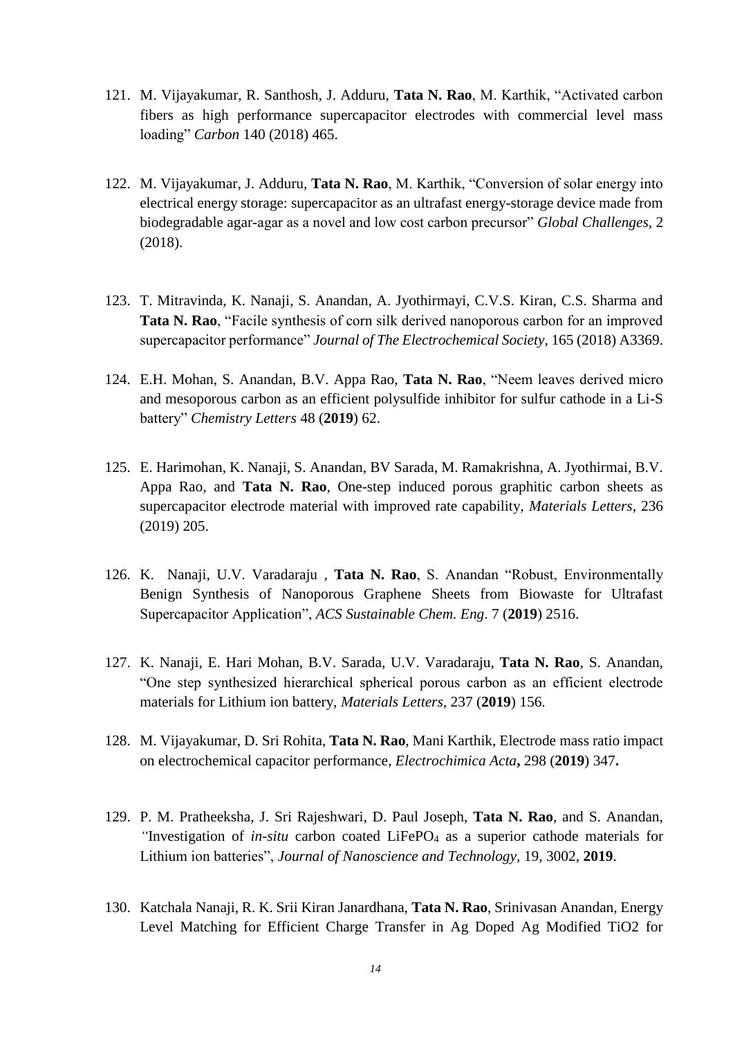121. M. Vijayakumar, R. Santhosh, J. Adduru, **Tata N. Rao**, M. Karthik, "Activated carbon fibers as high performance supercapacitor electrodes with commercial level mass loading" *Carbon* 140 (2018) 465.

122. M. Vijayakumar, J. Adduru, **Tata N. Rao**, M. Karthik, "Conversion of solar energy into electrical energy storage: supercapacitor as an ultrafast energy-storage device made from biodegradable agar-agar as a novel and low cost carbon precursor" *Global Challenges*, 2 (2018).

123. T. Mitravinda, K. Nanaji, S. Anandan, A. Jyothirmayi, C.V.S. Kiran, C.S. Sharma and **Tata N. Rao**, "Facile synthesis of corn silk derived nanoporous carbon for an improved supercapacitor performance" *Journal of The Electrochemical Society*, 165 (2018) A3369.

124. E.H. Mohan, S. Anandan, B.V. Appa Rao, **Tata N. Rao**, "Neem leaves derived micro and mesoporous carbon as an efficient polysulfide inhibitor for sulfur cathode in a Li-S battery" *Chemistry Letters* 48 (**2019**) 62.

125. E. Harimohan, K. Nanaji, S. Anandan, BV Sarada, M. Ramakrishna, A. Jyothirmai, B.V. Appa Rao, and **Tata N. Rao**, One-step induced porous graphitic carbon sheets as supercapacitor electrode material with improved rate capability, *Materials Letters*, 236 (2019) 205.

126. K. Nanaji, U.V. Varadaraju , **Tata N. Rao**, S. Anandan "Robust, Environmentally Benign Synthesis of Nanoporous Graphene Sheets from Biowaste for Ultrafast Supercapacitor Application", *ACS Sustainable Chem. Eng*. 7 (**2019**) 2516.

127. K. Nanaji, E. Hari Mohan, B.V. Sarada, U.V. Varadaraju, **Tata N. Rao**, S. Anandan, "One step synthesized hierarchical spherical porous carbon as an efficient electrode materials for Lithium ion battery, *Materials Letters*, 237 (**2019**) 156.

128. M. Vijayakumar, D. Sri Rohita, **Tata N. Rao**, Mani Karthik, Electrode mass ratio impact on electrochemical capacitor performance, *Electrochimica Acta***,** 298 (**2019**) 347**.**

129. P. M. Pratheeksha, J. Sri Rajeshwari, D. Paul Joseph, **Tata N. Rao**, and S. Anandan, *"*Investigation of *in-situ* carbon coated $LiFePO_4$ as a superior cathode materials for Lithium ion batteries", *Journal of Nanoscience and Technology*, 19, 3002, **2019**.

130. Katchala Nanaji, R. K. Srii Kiran Janardhana, **Tata N. Rao**, Srinivasan Anandan, Energy Level Matching for Efficient Charge Transfer in Ag Doped Ag Modified TiO2 for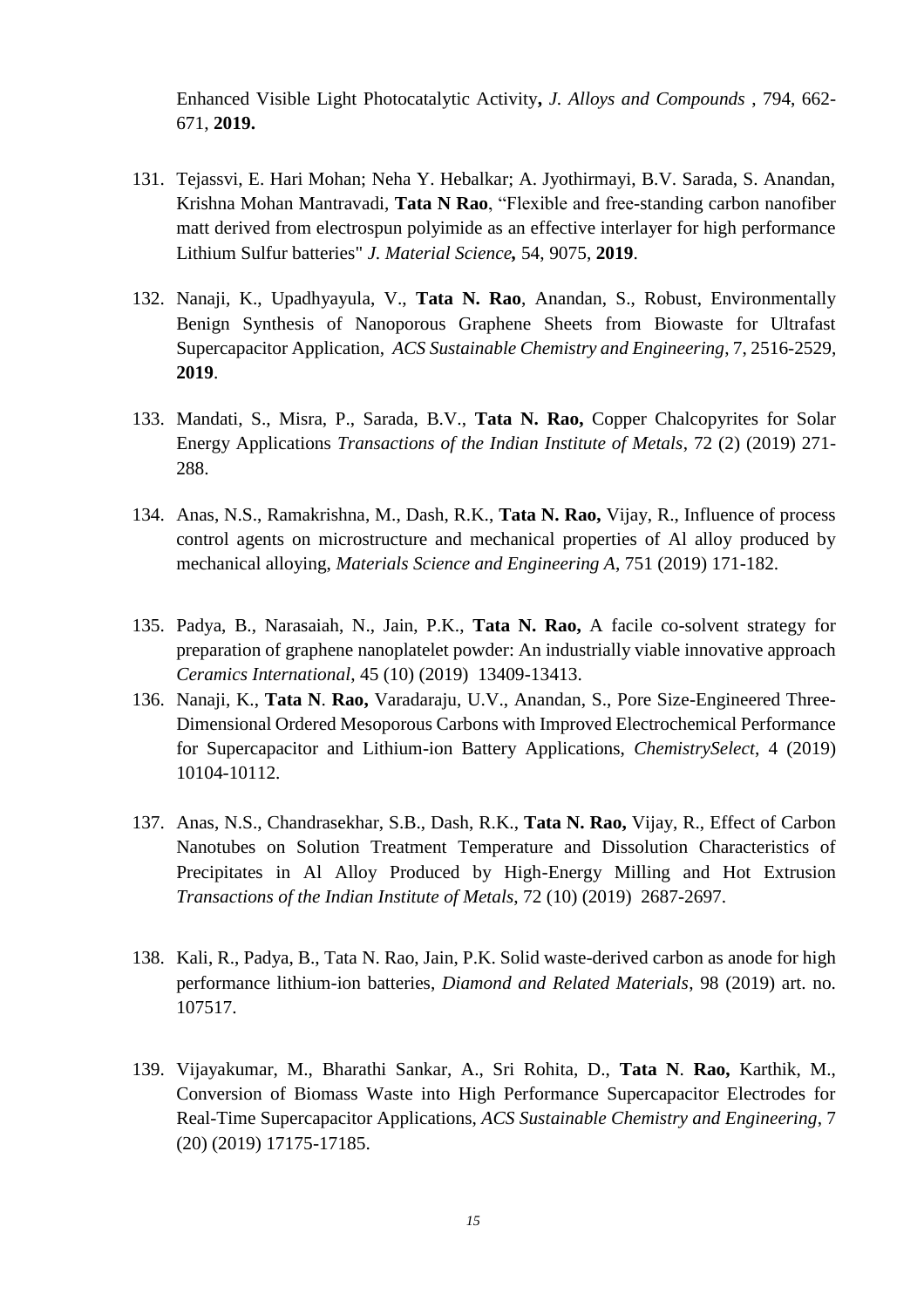Enhanced Visible Light Photocatalytic Activity**,** *J. Alloys and Compounds* , 794, 662-671, **2019.**

131. Tejassvi, E. Hari Mohan; Neha Y. Hebalkar; A. Jyothirmayi, B.V. Sarada, S. Anandan, Krishna Mohan Mantravadi, **Tata N Rao**, "Flexible and free-standing carbon nanofiber matt derived from electrospun polyimide as an effective interlayer for high performance Lithium Sulfur batteries" *J. Material Science***,** 54, 9075, **2019**.

132. Nanaji, K., Upadhyayula, V., **Tata N. Rao**, Anandan, S., Robust, Environmentally Benign Synthesis of Nanoporous Graphene Sheets from Biowaste for Ultrafast Supercapacitor Application, *ACS Sustainable Chemistry and Engineering*, 7, 2516-2529, **2019**.

133. Mandati, S., Misra, P., Sarada, B.V., **Tata N. Rao,** Copper Chalcopyrites for Solar Energy Applications *Transactions of the Indian Institute of Metals*, 72 (2) (2019) 271-288.

134. Anas, N.S., Ramakrishna, M., Dash, R.K., **Tata N. Rao,** Vijay, R., Influence of process control agents on microstructure and mechanical properties of Al alloy produced by mechanical alloying, *Materials Science and Engineering A*, 751 (2019) 171-182.

135. Padya, B., Narasaiah, N., Jain, P.K., **Tata N. Rao,** A facile co-solvent strategy for preparation of graphene nanoplatelet powder: An industrially viable innovative approach *Ceramics International*, 45 (10) (2019) 13409-13413.

136. Nanaji, K., **Tata N**. **Rao,** Varadaraju, U.V., Anandan, S., Pore Size-Engineered Three-Dimensional Ordered Mesoporous Carbons with Improved Electrochemical Performance for Supercapacitor and Lithium-ion Battery Applications, *ChemistrySelect*, 4 (2019) 10104-10112.

137. Anas, N.S., Chandrasekhar, S.B., Dash, R.K., **Tata N. Rao,** Vijay, R., Effect of Carbon Nanotubes on Solution Treatment Temperature and Dissolution Characteristics of Precipitates in Al Alloy Produced by High-Energy Milling and Hot Extrusion *Transactions of the Indian Institute of Metals*, 72 (10) (2019) 2687-2697.

138. Kali, R., Padya, B., Tata N. Rao, Jain, P.K. Solid waste-derived carbon as anode for high performance lithium-ion batteries, *Diamond and Related Materials*, 98 (2019) art. no. 107517.

139. Vijayakumar, M., Bharathi Sankar, A., Sri Rohita, D., **Tata N**. **Rao,** Karthik, M., Conversion of Biomass Waste into High Performance Supercapacitor Electrodes for Real-Time Supercapacitor Applications, *ACS Sustainable Chemistry and Engineering*, 7 (20) (2019) 17175-17185.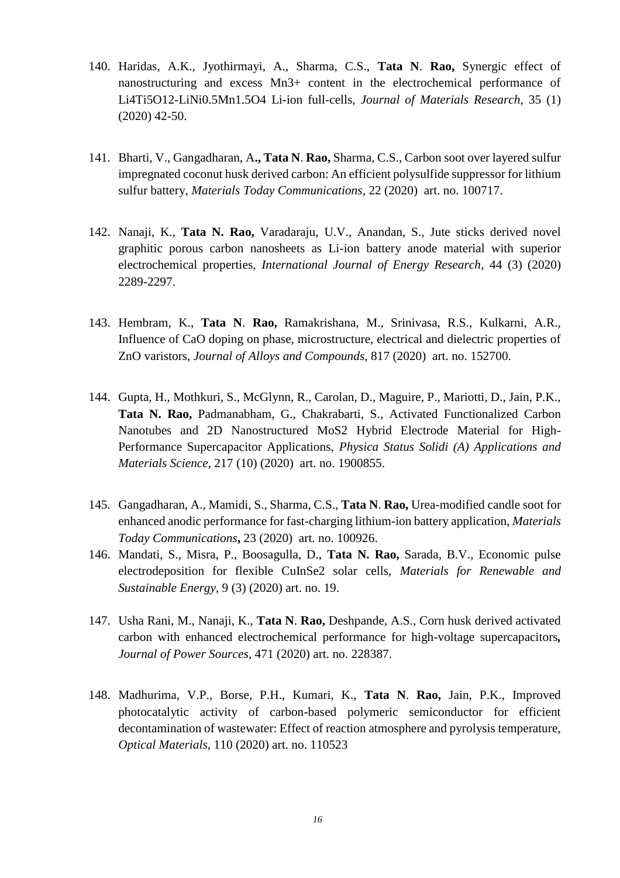140. Haridas, A.K., Jyothirmayi, A., Sharma, C.S., **Tata N**. **Rao,** Synergic effect of nanostructuring and excess $Mn^{3+}$ content in the electrochemical performance of $Li_4Ti_5O_{12}$-$LiNi_{0.5}Mn_{1.5}O_4$ Li-ion full-cells, *Journal of Materials Research*, 35 (1) (2020) 42-50.

141. Bharti, V., Gangadharan, A**., Tata N**. **Rao,** Sharma, C.S., Carbon soot over layered sulfur impregnated coconut husk derived carbon: An efficient polysulfide suppressor for lithium sulfur battery, *Materials Today Communications*, 22 (2020) art. no. 100717.

142. Nanaji, K., **Tata N. Rao,** Varadaraju, U.V., Anandan, S., Jute sticks derived novel graphitic porous carbon nanosheets as Li-ion battery anode material with superior electrochemical properties, *International Journal of Energy Research*, 44 (3) (2020) 2289-2297.

143. Hembram, K., **Tata N**. **Rao,** Ramakrishana, M., Srinivasa, R.S., Kulkarni, A.R., Influence of CaO doping on phase, microstructure, electrical and dielectric properties of ZnO varistors, *Journal of Alloys and Compounds*, 817 (2020) art. no. 152700.

144. Gupta, H., Mothkuri, S., McGlynn, R., Carolan, D., Maguire, P., Mariotti, D., Jain, P.K., **Tata N. Rao,** Padmanabham, G., Chakrabarti, S., Activated Functionalized Carbon Nanotubes and 2D Nanostructured $MoS_2$ Hybrid Electrode Material for High-Performance Supercapacitor Applications, *Physica Status Solidi (A) Applications and Materials Science*, 217 (10) (2020) art. no. 1900855.

145. Gangadharan, A., Mamidi, S., Sharma, C.S., **Tata N**. **Rao,** Urea-modified candle soot for enhanced anodic performance for fast-charging lithium-ion battery application, *Materials Today Communications***,** 23 (2020) art. no. 100926.

146. Mandati, S., Misra, P., Boosagulla, D., **Tata N. Rao,** Sarada, B.V., Economic pulse electrodeposition for flexible $CuInSe_2$ solar cells, *Materials for Renewable and Sustainable Energy*, 9 (3) (2020) art. no. 19.

147. Usha Rani, M., Nanaji, K., **Tata N**. **Rao,** Deshpande, A.S., Corn husk derived activated carbon with enhanced electrochemical performance for high-voltage supercapacitors**,** *Journal of Power Sources*, 471 (2020) art. no. 228387.

148. Madhurima, V.P., Borse, P.H., Kumari, K., **Tata N**. **Rao,** Jain, P.K., Improved photocatalytic activity of carbon-based polymeric semiconductor for efficient decontamination of wastewater: Effect of reaction atmosphere and pyrolysis temperature, *Optical Materials*, 110 (2020) art. no. 110523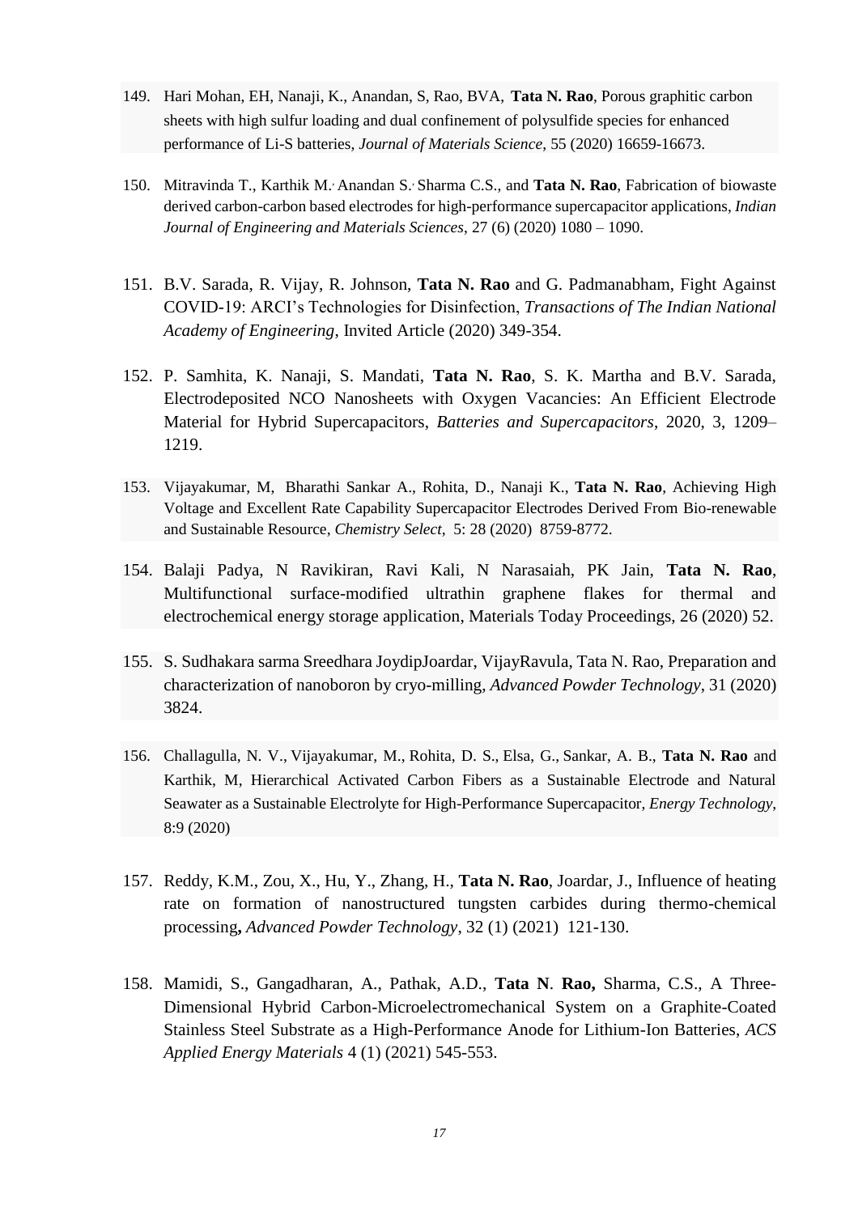149. Hari Mohan, EH, Nanaji, K., Anandan, S, Rao, BVA, **Tata N. Rao**, Porous graphitic carbon sheets with high sulfur loading and dual confinement of polysulfide species for enhanced performance of Li-S batteries, *Journal of Materials Science*, 55 (2020) 16659-16673.

150. Mitravinda T., Karthik M., Anandan S., Sharma C.S., and **Tata N. Rao**, Fabrication of biowaste derived carbon-carbon based electrodes for high-performance supercapacitor applications, *Indian Journal of Engineering and Materials Sciences*, 27 (6) (2020) 1080 – 1090.

151. B.V. Sarada, R. Vijay, R. Johnson, **Tata N. Rao** and G. Padmanabham, Fight Against COVID-19: ARCI's Technologies for Disinfection, *Transactions of The Indian National Academy of Engineering*, Invited Article (2020) 349-354.

152. P. Samhita, K. Nanaji, S. Mandati, **Tata N. Rao**, S. K. Martha and B.V. Sarada, Electrodeposited NCO Nanosheets with Oxygen Vacancies: An Efficient Electrode Material for Hybrid Supercapacitors, *Batteries and Supercapacitors*, 2020, 3, 1209–1219.

153. Vijayakumar, M, Bharathi Sankar A., Rohita, D., Nanaji K., **Tata N. Rao**, Achieving High Voltage and Excellent Rate Capability Supercapacitor Electrodes Derived From Bio-renewable and Sustainable Resource, *Chemistry Select*, 5: 28 (2020) 8759-8772.

154. Balaji Padya, N Ravikiran, Ravi Kali, N Narasaiah, PK Jain, **Tata N. Rao**, Multifunctional surface-modified ultrathin graphene flakes for thermal and electrochemical energy storage application, Materials Today Proceedings, 26 (2020) 52.

155. S. Sudhakara sarma Sreedhara JoydipJoardar, VijayRavula, Tata N. Rao, Preparation and characterization of nanoboron by cryo-milling, *Advanced Powder Technology*, 31 (2020) 3824.

156. Challagulla, N. V., Vijayakumar, M., Rohita, D. S., Elsa, G., Sankar, A. B., **Tata N. Rao** and Karthik, M, Hierarchical Activated Carbon Fibers as a Sustainable Electrode and Natural Seawater as a Sustainable Electrolyte for High-Performance Supercapacitor, *Energy Technology*, 8:9 (2020)

157. Reddy, K.M., Zou, X., Hu, Y., Zhang, H., **Tata N. Rao**, Joardar, J., Influence of heating rate on formation of nanostructured tungsten carbides during thermo-chemical processing**,** *Advanced Powder Technology*, 32 (1) (2021) 121-130.

158. Mamidi, S., Gangadharan, A., Pathak, A.D., **Tata N**. **Rao,** Sharma, C.S., A Three-Dimensional Hybrid Carbon-Microelectromechanical System on a Graphite-Coated Stainless Steel Substrate as a High-Performance Anode for Lithium-Ion Batteries, *ACS Applied Energy Materials* 4 (1) (2021) 545-553.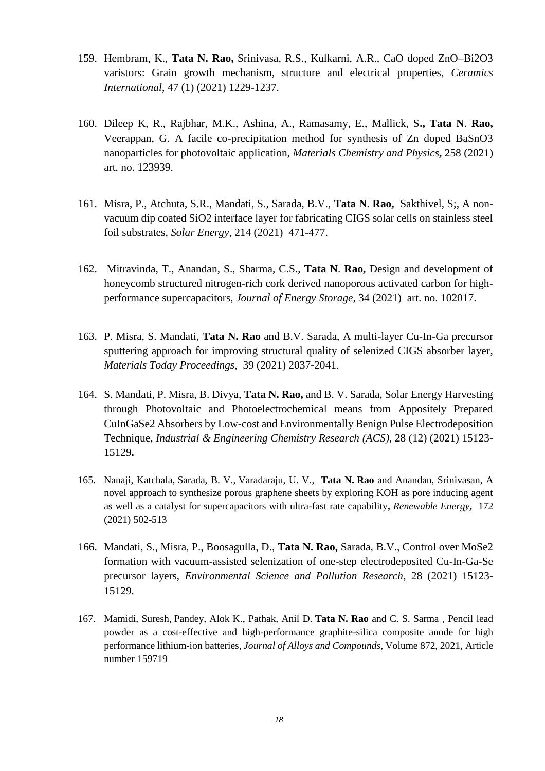159. Hembram, K., **Tata N. Rao,** Srinivasa, R.S., Kulkarni, A.R., CaO doped ZnO–Bi2O3 varistors: Grain growth mechanism, structure and electrical properties, *Ceramics International*, 47 (1) (2021) 1229-1237.

160. Dileep K, R., Rajbhar, M.K., Ashina, A., Ramasamy, E., Mallick, S**., Tata N**. **Rao,** Veerappan, G. A facile co-precipitation method for synthesis of Zn doped BaSnO3 nanoparticles for photovoltaic application, *Materials Chemistry and Physics***,** 258 (2021) art. no. 123939.

161. Misra, P., Atchuta, S.R., Mandati, S., Sarada, B.V., **Tata N**. **Rao,** Sakthivel, S;, A non-vacuum dip coated SiO2 interface layer for fabricating CIGS solar cells on stainless steel foil substrates, *Solar Energy*, 214 (2021) 471-477.

162. Mitravinda, T., Anandan, S., Sharma, C.S., **Tata N**. **Rao,** Design and development of honeycomb structured nitrogen-rich cork derived nanoporous activated carbon for high-performance supercapacitors, *Journal of Energy Storage*, 34 (2021) art. no. 102017.

163. P. Misra, S. Mandati, **Tata N. Rao** and B.V. Sarada, A multi-layer Cu-In-Ga precursor sputtering approach for improving structural quality of selenized CIGS absorber layer, *Materials Today Proceedings*, 39 (2021) 2037-2041.

164. S. Mandati, P. Misra, B. Divya, **Tata N. Rao,** and B. V. Sarada, Solar Energy Harvesting through Photovoltaic and Photoelectrochemical means from Appositely Prepared CuInGaSe2 Absorbers by Low-cost and Environmentally Benign Pulse Electrodeposition Technique, *Industrial & Engineering Chemistry Research (ACS)*, 28 (12) (2021) 15123-15129**.**

165. Nanaji, Katchala, Sarada, B. V., Varadaraju, U. V., **Tata N. Rao** and Anandan, Srinivasan, A novel approach to synthesize porous graphene sheets by exploring KOH as pore inducing agent as well as a catalyst for supercapacitors with ultra-fast rate capability**,** *Renewable Energy***,** 172 (2021) 502-513

166. Mandati, S., Misra, P., Boosagulla, D., **Tata N. Rao,** Sarada, B.V., Control over MoSe2 formation with vacuum-assisted selenization of one-step electrodeposited Cu-In-Ga-Se precursor layers, *Environmental Science and Pollution Research*, 28 (2021) 15123-15129.

167. Mamidi, Suresh, Pandey, Alok K., Pathak, Anil D. **Tata N. Rao** and C. S. Sarma , Pencil lead powder as a cost-effective and high-performance graphite-silica composite anode for high performance lithium-ion batteries, *Journal of Alloys and Compounds*, Volume 872, 2021, Article number 159719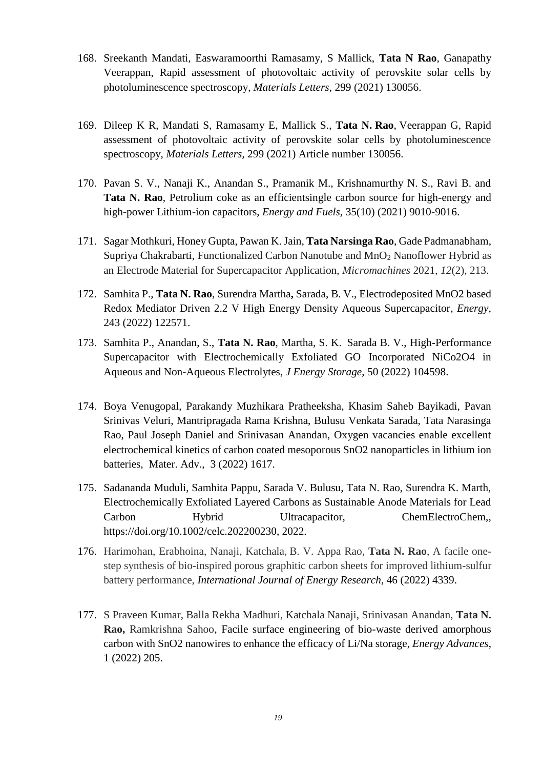168. Sreekanth Mandati, Easwaramoorthi Ramasamy, S Mallick, **Tata N Rao**, Ganapathy Veerappan, Rapid assessment of photovoltaic activity of perovskite solar cells by photoluminescence spectroscopy, *Materials Letters*, 299 (2021) 130056.

169. Dileep K R, Mandati S, Ramasamy E, Mallick S., **Tata N. Rao**, Veerappan G, Rapid assessment of photovoltaic activity of perovskite solar cells by photoluminescence spectroscopy, *Materials Letters*, 299 (2021) Article number 130056.

170. Pavan S. V., Nanaji K., Anandan S., Pramanik M., Krishnamurthy N. S., Ravi B. and **Tata N. Rao**, Petrolium coke as an efficientsingle carbon source for high-energy and high-power Lithium-ion capacitors, *Energy and Fuels*, 35(10) (2021) 9010-9016.

171. Sagar Mothkuri, Honey Gupta, Pawan K. Jain, **Tata Narsinga Rao**, Gade Padmanabham, Supriya Chakrabarti, Functionalized Carbon Nanotube and $MnO_2$ Nanoflower Hybrid as an Electrode Material for Supercapacitor Application, *Micromachines* 2021, *12*(2), 213.

172. Samhita P., **Tata N. Rao**, Surendra Martha**,** Sarada, B. V., Electrodeposited MnO2 based Redox Mediator Driven 2.2 V High Energy Density Aqueous Supercapacitor, *Energy*, 243 (2022) 122571.

173. Samhita P., Anandan, S., **Tata N. Rao**, Martha, S. K. Sarada B. V., High-Performance Supercapacitor with Electrochemically Exfoliated GO Incorporated NiCo2O4 in Aqueous and Non-Aqueous Electrolytes, *J Energy Storage*, 50 (2022) 104598.

174. Boya Venugopal, Parakandy Muzhikara Pratheeksha, Khasim Saheb Bayikadi, Pavan Srinivas Veluri, Mantripragada Rama Krishna, Bulusu Venkata Sarada, Tata Narasinga Rao, Paul Joseph Daniel and Srinivasan Anandan, Oxygen vacancies enable excellent electrochemical kinetics of carbon coated mesoporous SnO2 nanoparticles in lithium ion batteries, Mater. Adv., 3 (2022) 1617.

175. Sadananda Muduli, Samhita Pappu, Sarada V. Bulusu, Tata N. Rao, Surendra K. Marth, Electrochemically Exfoliated Layered Carbons as Sustainable Anode Materials for Lead Carbon Hybrid Ultracapacitor, ChemElectroChem,, https://doi.org/10.1002/celc.202200230, 2022.

176. Harimohan, Erabhoina, Nanaji, Katchala, B. V. Appa Rao, **Tata N. Rao**, A facile one-step synthesis of bio-inspired porous graphitic carbon sheets for improved lithium-sulfur battery performance, *International Journal of Energy Research*, 46 (2022) 4339.

177. S Praveen Kumar, Balla Rekha Madhuri, Katchala Nanaji, Srinivasan Anandan, **Tata N. Rao,** Ramkrishna Sahoo, Facile surface engineering of bio-waste derived amorphous carbon with SnO2 nanowires to enhance the efficacy of Li/Na storage, *Energy Advances*, 1 (2022) 205.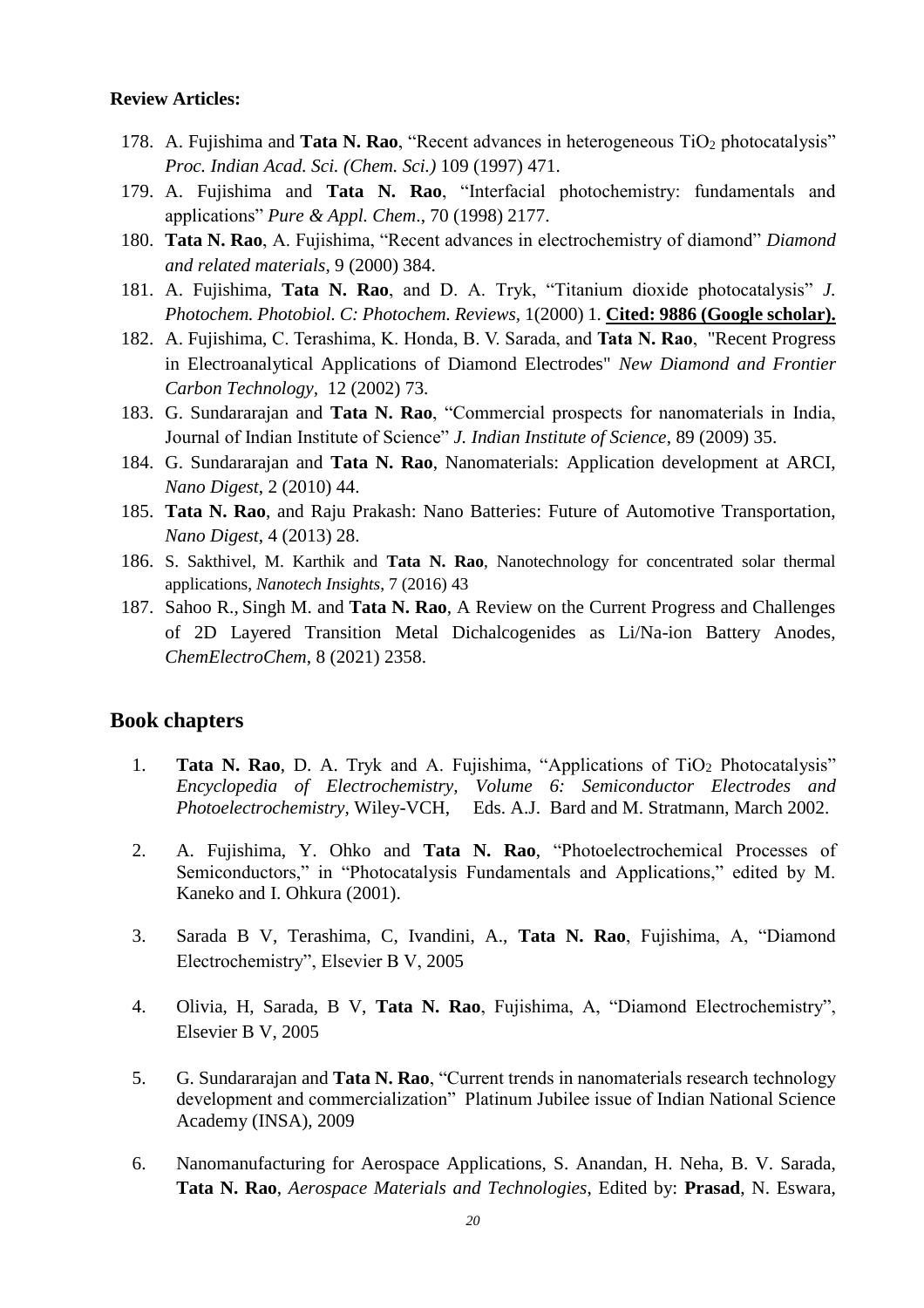**Review Articles:**

178. A. Fujishima and **Tata N. Rao**, "Recent advances in heterogeneous $TiO_2$ photocatalysis" *Proc. Indian Acad. Sci. (Chem. Sci.)* 109 (1997) 471.
179. A. Fujishima and **Tata N. Rao**, "Interfacial photochemistry: fundamentals and applications" *Pure & Appl. Chem*., 70 (1998) 2177.
180. **Tata N. Rao**, A. Fujishima, "Recent advances in electrochemistry of diamond" *Diamond and related materials*, 9 (2000) 384.
181. A. Fujishima, **Tata N. Rao**, and D. A. Tryk, "Titanium dioxide photocatalysis" *J. Photochem. Photobiol. C: Photochem. Reviews,* 1(2000) 1. **Cited: 9886 (Google scholar).**
182. A. Fujishima, C. Terashima, K. Honda, B. V. Sarada, and **Tata N. Rao**, "Recent Progress in Electroanalytical Applications of Diamond Electrodes" *New Diamond and Frontier Carbon Technology,* 12 (2002) 73.
183. G. Sundararajan and **Tata N. Rao**, "Commercial prospects for nanomaterials in India, Journal of Indian Institute of Science" *J. Indian Institute of Science*, 89 (2009) 35.
184. G. Sundararajan and **Tata N. Rao**, Nanomaterials: Application development at ARCI, *Nano Digest*, 2 (2010) 44.
185. **Tata N. Rao**, and Raju Prakash: Nano Batteries: Future of Automotive Transportation, *Nano Digest*, 4 (2013) 28.
186. S. Sakthivel, M. Karthik and **Tata N. Rao**, Nanotechnology for concentrated solar thermal applications, *Nanotech Insights*, 7 (2016) 43
187. Sahoo R., Singh M. and **Tata N. Rao**, A Review on the Current Progress and Challenges of 2D Layered Transition Metal Dichalcogenides as Li/Na-ion Battery Anodes, *ChemElectroChem*, 8 (2021) 2358.

## Book chapters

1. **Tata N. Rao**, D. A. Tryk and A. Fujishima, "Applications of $TiO_2$ Photocatalysis" *Encyclopedia of Electrochemistry, Volume 6: Semiconductor Electrodes and Photoelectrochemistry,* Wiley-VCH, Eds. A.J. Bard and M. Stratmann, March 2002.

2. A. Fujishima, Y. Ohko and **Tata N. Rao**, "Photoelectrochemical Processes of Semiconductors," in "Photocatalysis Fundamentals and Applications," edited by M. Kaneko and I. Ohkura (2001).

3. Sarada B V, Terashima, C, Ivandini, A., **Tata N. Rao**, Fujishima, A, "Diamond Electrochemistry", Elsevier B V, 2005

4. Olivia, H, Sarada, B V, **Tata N. Rao**, Fujishima, A, "Diamond Electrochemistry", Elsevier B V, 2005

5. G. Sundararajan and **Tata N. Rao**, "Current trends in nanomaterials research technology development and commercialization" Platinum Jubilee issue of Indian National Science Academy (INSA), 2009

6. Nanomanufacturing for Aerospace Applications, S. Anandan, H. Neha, B. V. Sarada, **Tata N. Rao**, *Aerospace Materials and Technologies*, Edited by: **Prasad**, N. Eswara,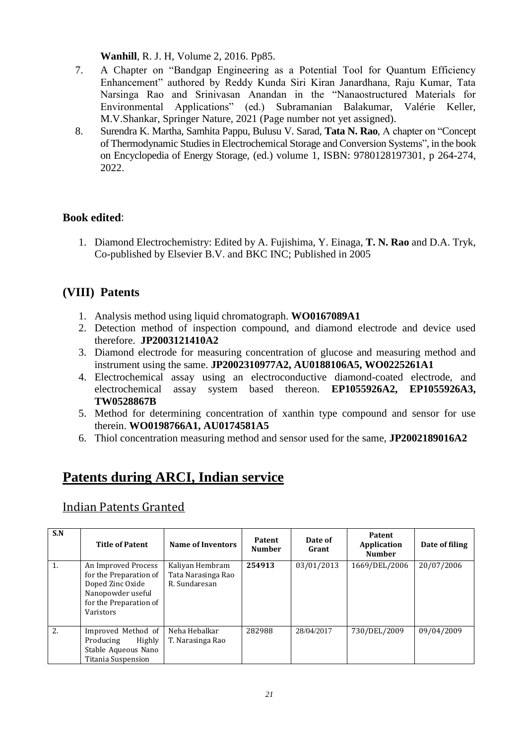**Wanhill**, R. J. H, Volume 2, 2016. Pp85.

7. A Chapter on "Bandgap Engineering as a Potential Tool for Quantum Efficiency Enhancement" authored by Reddy Kunda Siri Kiran Janardhana, Raju Kumar, Tata Narsinga Rao and Srinivasan Anandan in the "Nanaostructured Materials for Environmental Applications" (ed.) Subramanian Balakumar, Valérie Keller, M.V.Shankar, Springer Nature, 2021 (Page number not yet assigned).
8. Surendra K. Martha, Samhita Pappu, Bulusu V. Sarad, **Tata N. Rao**, A chapter on "Concept of Thermodynamic Studies in Electrochemical Storage and Conversion Systems", in the book on Encyclopedia of Energy Storage, (ed.) volume 1, ISBN: 9780128197301, p 264-274, 2022.

### Book edited:

1. Diamond Electrochemistry: Edited by A. Fujishima, Y. Einaga, **T. N. Rao** and D.A. Tryk, Co-published by Elsevier B.V. and BKC INC; Published in 2005

## (VIII) Patents

1. Analysis method using liquid chromatograph. **WO0167089A1**
2. Detection method of inspection compound, and diamond electrode and device used therefore. **JP2003121410A2**
3. Diamond electrode for measuring concentration of glucose and measuring method and instrument using the same. **JP2002310977A2, AU0188106A5, WO0225261A1**
4. Electrochemical assay using an electroconductive diamond-coated electrode, and electrochemical assay system based thereon. **EP1055926A2, EP1055926A3, TW0528867B**
5. Method for determining concentration of xanthin type compound and sensor for use therein. **WO0198766A1, AU0174581A5**
6. Thiol concentration measuring method and sensor used for the same, **JP2002189016A2**

# Patents during ARCI, Indian service

## Indian Patents Granted

| S.N | Title of Patent | Name of Inventors | Patent Number | Date of Grant | Patent Application Number | Date of filing |
|---|---|---|---|---|---|---|
| 1. | An Improved Process for the Preparation of Doped Zinc Oxide Nanopowder useful for the Preparation of Varistors | Kaliyan Hembram Tata Narasinga Rao R. Sundaresan | **254913** | 03/01/2013 | 1669/DEL/2006 | 20/07/2006 |
| 2. | Improved Method of Producing Highly Stable Aqueous Nano Titania Suspension | Neha Hebalkar T. Narasinga Rao | 282988 | 28/04/2017 | 730/DEL/2009 | 09/04/2009 |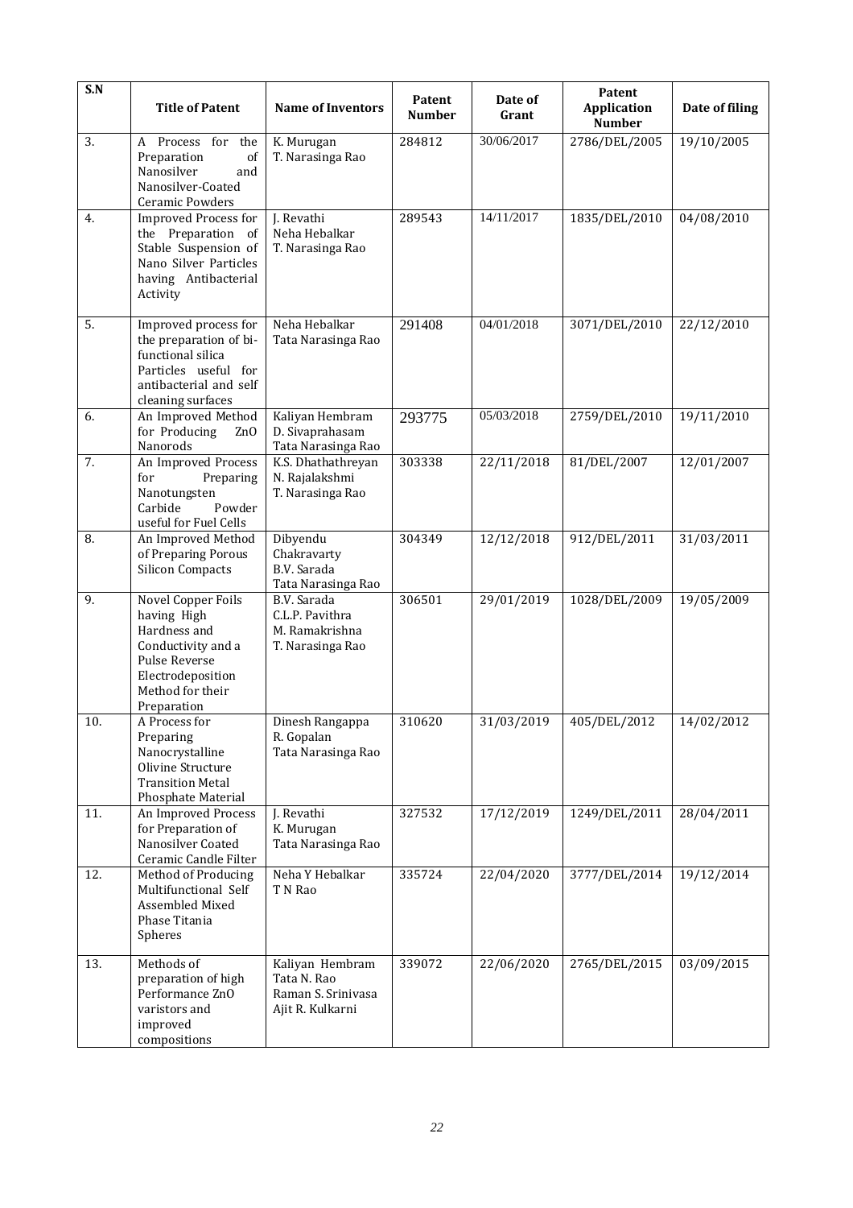| S.N | Title of Patent | Name of Inventors | Patent Number | Date of Grant | Patent Application Number | Date of filing |
|---|---|---|---|---|---|---|
| 3. | A Process for the Preparation of Nanosilver and Nanosilver-Coated Ceramic Powders | K. Murugan<br>T. Narasinga Rao | 284812 | 30/06/2017 | 2786/DEL/2005 | 19/10/2005 |
| 4. | Improved Process for the Preparation of Stable Suspension of Nano Silver Particles having Antibacterial Activity | J. Revathi<br>Neha Hebalkar<br>T. Narasinga Rao | 289543 | 14/11/2017 | 1835/DEL/2010 | 04/08/2010 |
| 5. | Improved process for the preparation of bi-functional silica Particles useful for antibacterial and self cleaning surfaces | Neha Hebalkar<br>Tata Narasinga Rao | 291408 | 04/01/2018 | 3071/DEL/2010 | 22/12/2010 |
| 6. | An Improved Method for Producing ZnO Nanorods | Kaliyan Hembram<br>D. Sivaprahasam<br>Tata Narasinga Rao | 293775 | 05/03/2018 | 2759/DEL/2010 | 19/11/2010 |
| 7. | An Improved Process for Preparing Nanotungsten Carbide Powder useful for Fuel Cells | K.S. Dhathathreyan<br>N. Rajalakshmi<br>T. Narasinga Rao | 303338 | 22/11/2018 | 81/DEL/2007 | 12/01/2007 |
| 8. | An Improved Method of Preparing Porous Silicon Compacts | Dibyendu Chakravarty<br>B.V. Sarada<br>Tata Narasinga Rao | 304349 | 12/12/2018 | 912/DEL/2011 | 31/03/2011 |
| 9. | Novel Copper Foils having High Hardness and Conductivity and a Pulse Reverse Electrodeposition Method for their Preparation | B.V. Sarada<br>C.L.P. Pavithra<br>M. Ramakrishna<br>T. Narasinga Rao | 306501 | 29/01/2019 | 1028/DEL/2009 | 19/05/2009 |
| 10. | A Process for Preparing Nanocrystalline Olivine Structure Transition Metal Phosphate Material | Dinesh Rangappa<br>R. Gopalan<br>Tata Narasinga Rao | 310620 | 31/03/2019 | 405/DEL/2012 | 14/02/2012 |
| 11. | An Improved Process for Preparation of Nanosilver Coated Ceramic Candle Filter | J. Revathi<br>K. Murugan<br>Tata Narasinga Rao | 327532 | 17/12/2019 | 1249/DEL/2011 | 28/04/2011 |
| 12. | Method of Producing Multifunctional Self Assembled Mixed Phase Titania Spheres | Neha Y Hebalkar<br>T N Rao | 335724 | 22/04/2020 | 3777/DEL/2014 | 19/12/2014 |
| 13. | Methods of preparation of high Performance ZnO varistors and improved compositions | Kaliyan Hembram<br>Tata N. Rao<br>Raman S. Srinivasa<br>Ajit R. Kulkarni | 339072 | 22/06/2020 | 2765/DEL/2015 | 03/09/2015 |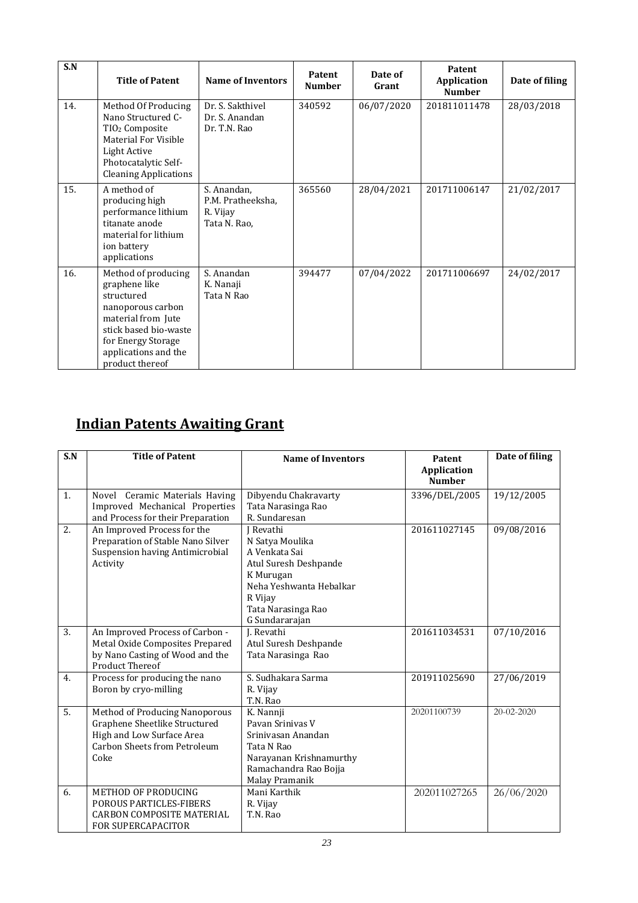| S.N | Title of Patent | Name of Inventors | Patent Number | Date of Grant | Patent Application Number | Date of filing |
|---|---|---|---|---|---|---|
| 14. | Method Of Producing Nano Structured C-$TIO_2$ Composite Material For Visible Light Active Photocatalytic Self-Cleaning Applications | Dr. S. Sakthivel<br>Dr. S. Anandan<br>Dr. T.N. Rao | 340592 | 06/07/2020 | 201811011478 | 28/03/2018 |
| 15. | A method of producing high performance lithium titanate anode material for lithium ion battery applications | S. Anandan,<br>P.M. Pratheeksha,<br>R. Vijay<br>Tata N. Rao, | 365560 | 28/04/2021 | 201711006147 | 21/02/2017 |
| 16. | Method of producing graphene like structured nanoporous carbon material from Jute stick based bio-waste for Energy Storage applications and the product thereof | S. Anandan<br>K. Nanaji<br>Tata N Rao | 394477 | 07/04/2022 | 201711006697 | 24/02/2017 |

## Indian Patents Awaiting Grant

| S.N | Title of Patent | Name of Inventors | Patent Application Number | Date of filing |
|---|---|---|---|---|
| 1. | Novel Ceramic Materials Having Improved Mechanical Properties and Process for their Preparation | Dibyendu Chakravarty<br>Tata Narasinga Rao<br>R. Sundaresan | 3396/DEL/2005 | 19/12/2005 |
| 2. | An Improved Process for the Preparation of Stable Nano Silver Suspension having Antimicrobial Activity | J Revathi<br>N Satya Moulika<br>A Venkata Sai<br>Atul Suresh Deshpande<br>K Murugan<br>Neha Yeshwanta Hebalkar<br>R Vijay<br>Tata Narasinga Rao<br>G Sundararajan | 201611027145 | 09/08/2016 |
| 3. | An Improved Process of Carbon - Metal Oxide Composites Prepared by Nano Casting of Wood and the Product Thereof | J. Revathi<br>Atul Suresh Deshpande<br>Tata Narasinga Rao | 201611034531 | 07/10/2016 |
| 4. | Process for producing the nano Boron by cryo-milling | S. Sudhakara Sarma<br>R. Vijay<br>T.N. Rao | 201911025690 | 27/06/2019 |
| 5. | Method of Producing Nanoporous Graphene Sheetlike Structured High and Low Surface Area Carbon Sheets from Petroleum Coke | K. Nannji<br>Pavan Srinivas V<br>Srinivasan Anandan<br>Tata N Rao<br>Narayanan Krishnamurthy<br>Ramachandra Rao Bojja<br>Malay Pramanik | 20201100739 | 20-02-2020 |
| 6. | METHOD OF PRODUCING POROUS PARTICLES-FIBERS CARBON COMPOSITE MATERIAL FOR SUPERCAPACITOR | Mani Karthik<br>R. Vijay<br>T.N. Rao | 202011027265 | 26/06/2020 |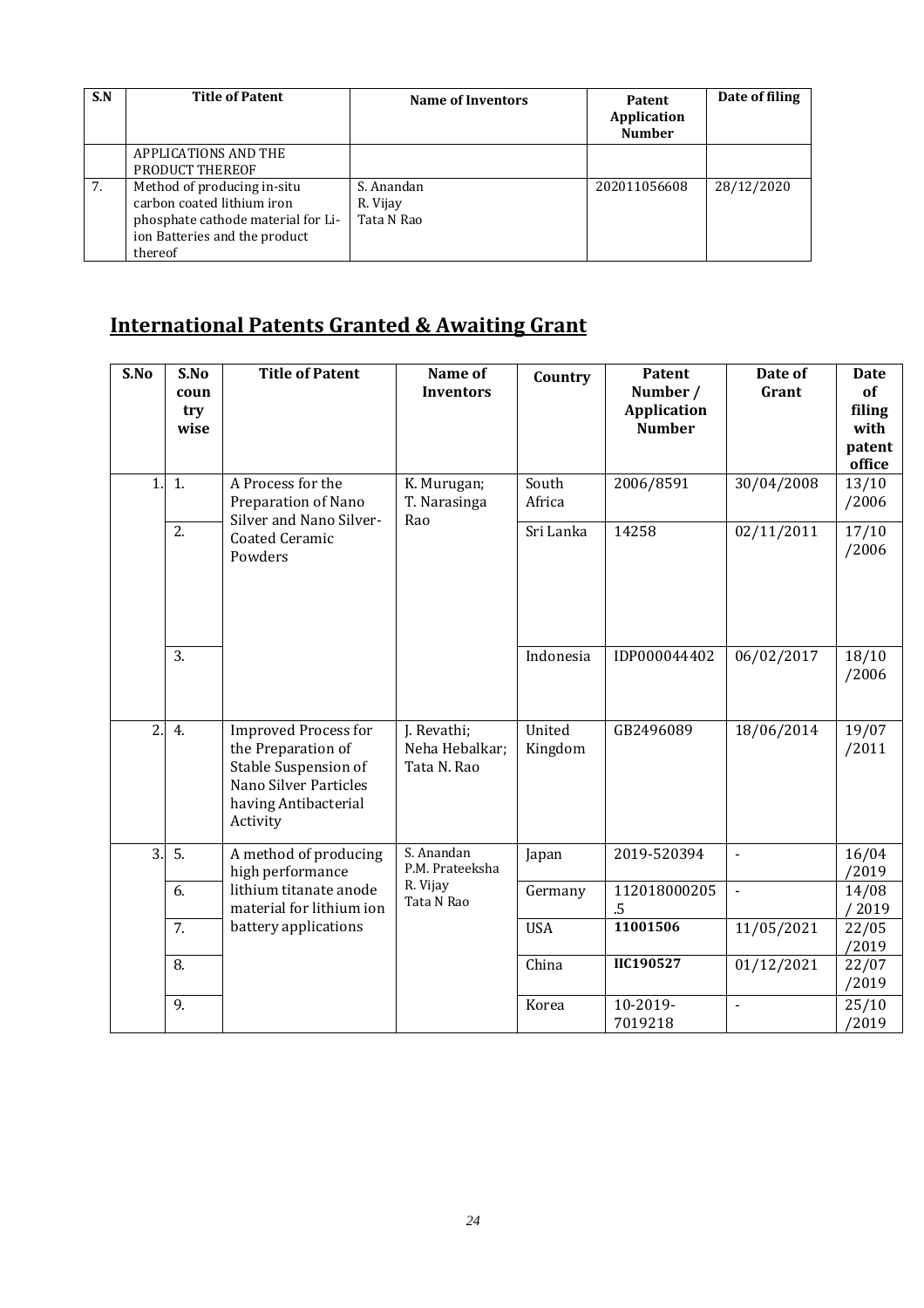| S.N | Title of Patent | Name of Inventors | Patent Application Number | Date of filing |
|---|---|---|---|---|
| | APPLICATIONS AND THE PRODUCT THEREOF | | | |
| 7. | Method of producing in-situ carbon coated lithium iron phosphate cathode material for Li-ion Batteries and the product thereof | S. Anandan<br>R. Vijay<br>Tata N Rao | 202011056608 | 28/12/2020 |

## International Patents Granted & Awaiting Grant

| S.No | S.No country wise | Title of Patent | Name of Inventors | Country | Patent Number / Application Number | Date of Grant | Date of filing with patent office |
|---|---|---|---|---|---|---|---|
| 1. | 1. | A Process for the Preparation of Nano Silver and Nano Silver-Coated Ceramic Powders | K. Murugan; T. Narasinga Rao | South Africa | 2006/8591 | 30/04/2008 | 13/10/2006 |
| | 2. | | | Sri Lanka | 14258 | 02/11/2011 | 17/10/2006 |
| | 3. | | | Indonesia | IDP000044402 | 06/02/2017 | 18/10/2006 |
| 2. | 4. | Improved Process for the Preparation of Stable Suspension of Nano Silver Particles having Antibacterial Activity | J. Revathi; Neha Hebalkar; Tata N. Rao | United Kingdom | GB2496089 | 18/06/2014 | 19/07/2011 |
| 3. | 5. | A method of producing high performance lithium titanate anode material for lithium ion battery applications | S. Anandan<br>P.M. Prateeksha<br>R. Vijay<br>Tata N Rao | Japan | 2019-520394 | - | 16/04/2019 |
| | 6. | | | Germany | 112018000205.5 | - | 14/08/2019 |
| | 7. | | | USA | **11001506** | 11/05/2021 | 22/05/2019 |
| | 8. | | | China | **IIC190527** | 01/12/2021 | 22/07/2019 |
| | 9. | | | Korea | 10-2019-7019218 | - | 25/10/2019 |